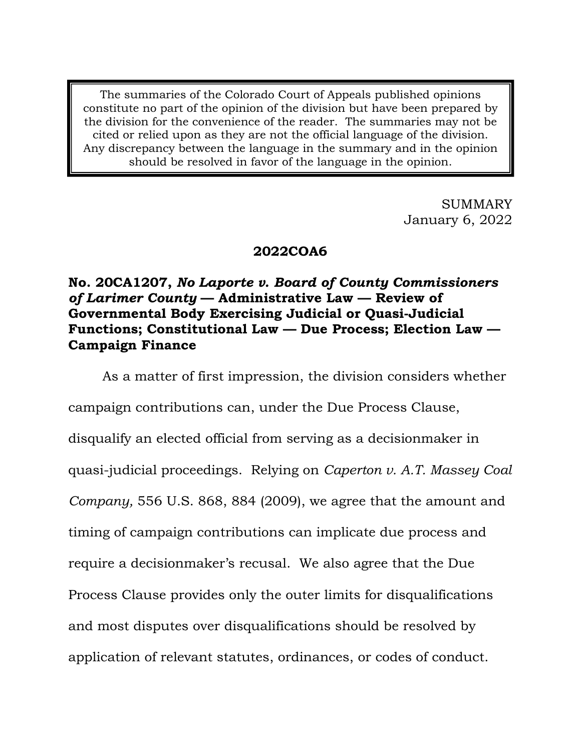> The summaries of the Colorado Court of Appeals published opinions constitute no part of the opinion of the division but have been prepared by the division for the convenience of the reader. The summaries may not be cited or relied upon as they are not the official language of the division. Any discrepancy between the language in the summary and in the opinion should be resolved in favor of the language in the opinion.

SUMMARY
January 6, 2022

**2022COA6**

**No. 20CA1207, *No Laporte v. Board of County Commissioners of Larimer County* — Administrative Law — Review of Governmental Body Exercising Judicial or Quasi-Judicial Functions; Constitutional Law — Due Process; Election Law — Campaign Finance**

As a matter of first impression, the division considers whether campaign contributions can, under the Due Process Clause, disqualify an elected official from serving as a decisionmaker in quasi-judicial proceedings. Relying on *Caperton v. A.T. Massey Coal Company,* 556 U.S. 868, 884 (2009), we agree that the amount and timing of campaign contributions can implicate due process and require a decisionmaker's recusal. We also agree that the Due Process Clause provides only the outer limits for disqualifications and most disputes over disqualifications should be resolved by application of relevant statutes, ordinances, or codes of conduct.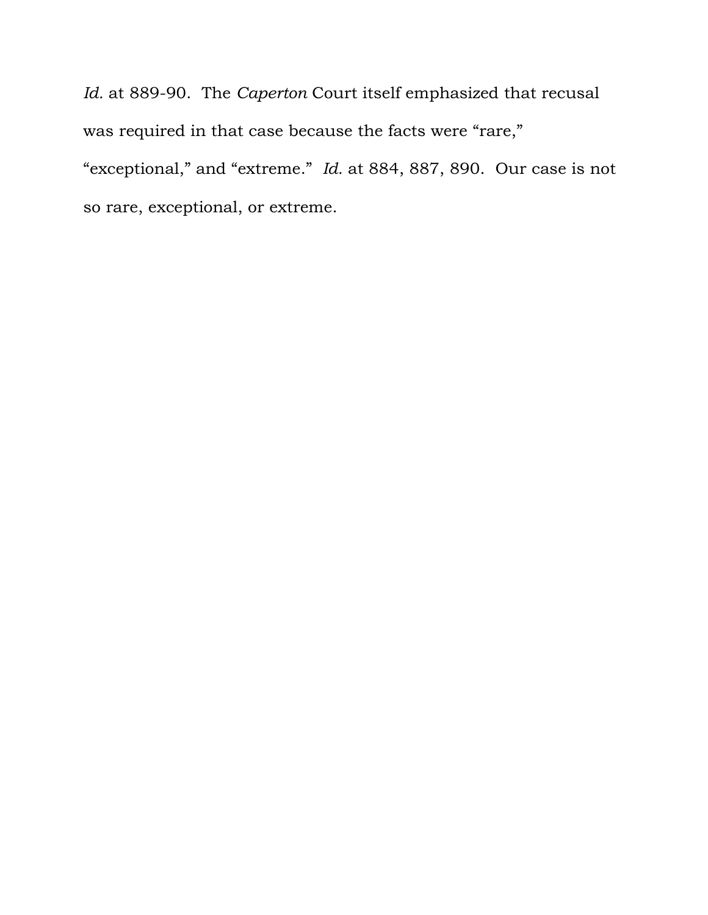*Id.* at 889-90. The *Caperton* Court itself emphasized that recusal was required in that case because the facts were “rare,” “exceptional,” and “extreme.” *Id.* at 884, 887, 890. Our case is not so rare, exceptional, or extreme.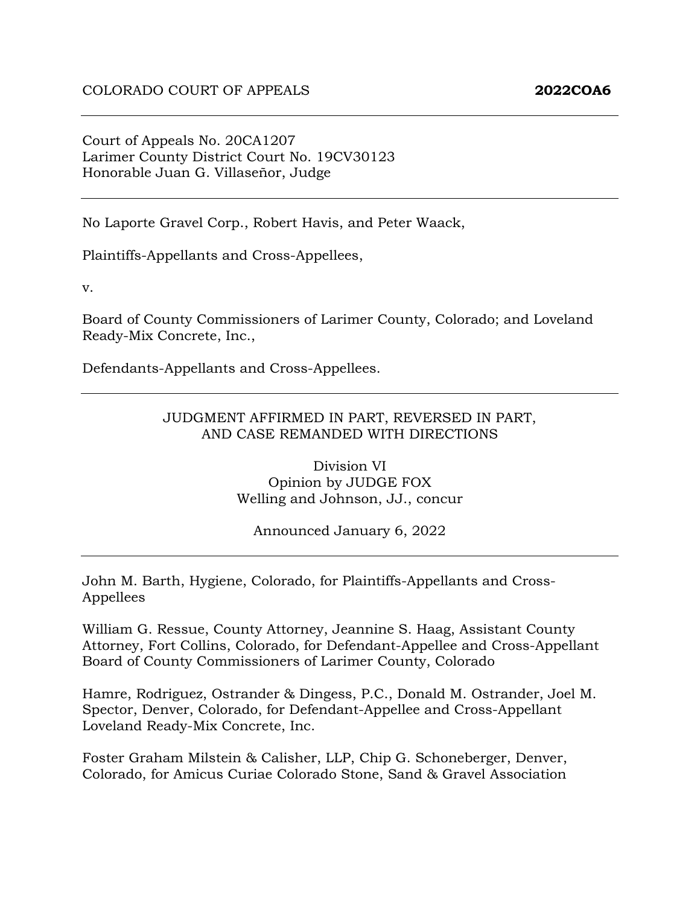COLORADO COURT OF APPEALS **2022COA6**

---

Court of Appeals No. 20CA1207
Larimer County District Court No. 19CV30123
Honorable Juan G. Villaseñor, Judge

---

No Laporte Gravel Corp., Robert Havis, and Peter Waack,

Plaintiffs-Appellants and Cross-Appellees,

v.

Board of County Commissioners of Larimer County, Colorado; and Loveland Ready-Mix Concrete, Inc.,

Defendants-Appellants and Cross-Appellees.

---

JUDGMENT AFFIRMED IN PART, REVERSED IN PART,
AND CASE REMANDED WITH DIRECTIONS

Division VI
Opinion by JUDGE FOX
Welling and Johnson, JJ., concur

Announced January 6, 2022

---

John M. Barth, Hygiene, Colorado, for Plaintiffs-Appellants and Cross-Appellees

William G. Ressue, County Attorney, Jeannine S. Haag, Assistant County Attorney, Fort Collins, Colorado, for Defendant-Appellee and Cross-Appellant Board of County Commissioners of Larimer County, Colorado

Hamre, Rodriguez, Ostrander & Dingess, P.C., Donald M. Ostrander, Joel M. Spector, Denver, Colorado, for Defendant-Appellee and Cross-Appellant Loveland Ready-Mix Concrete, Inc.

Foster Graham Milstein & Calisher, LLP, Chip G. Schoneberger, Denver, Colorado, for Amicus Curiae Colorado Stone, Sand & Gravel Association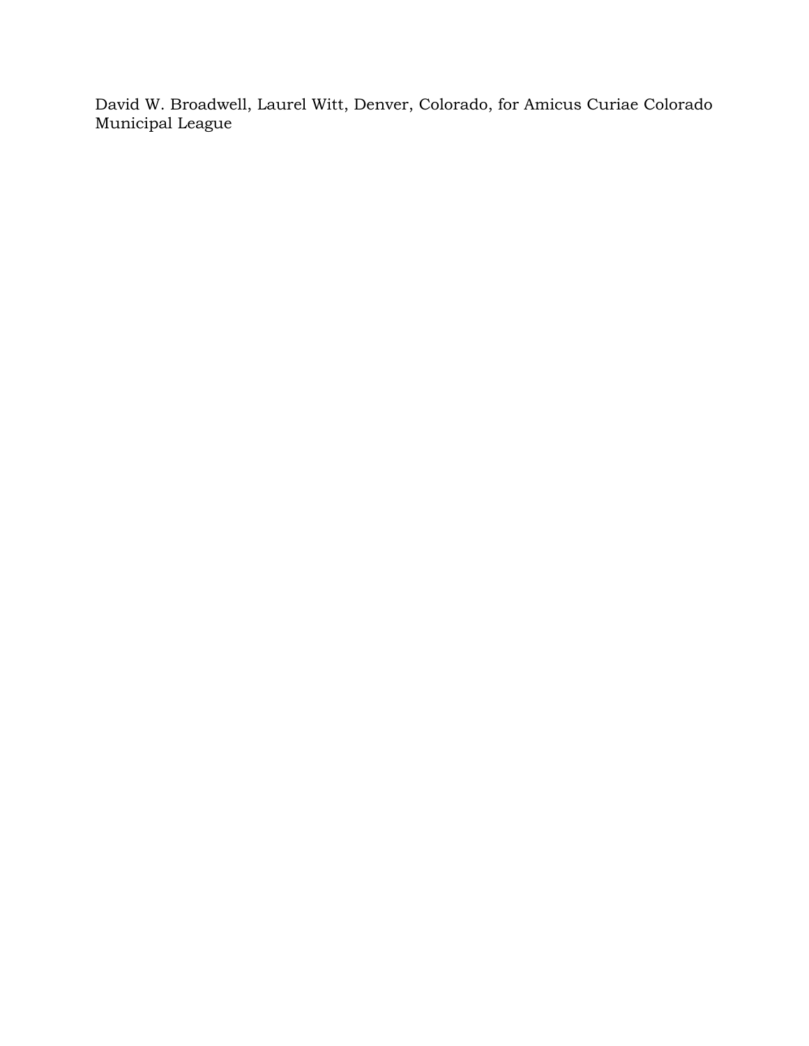David W. Broadwell, Laurel Witt, Denver, Colorado, for Amicus Curiae Colorado Municipal League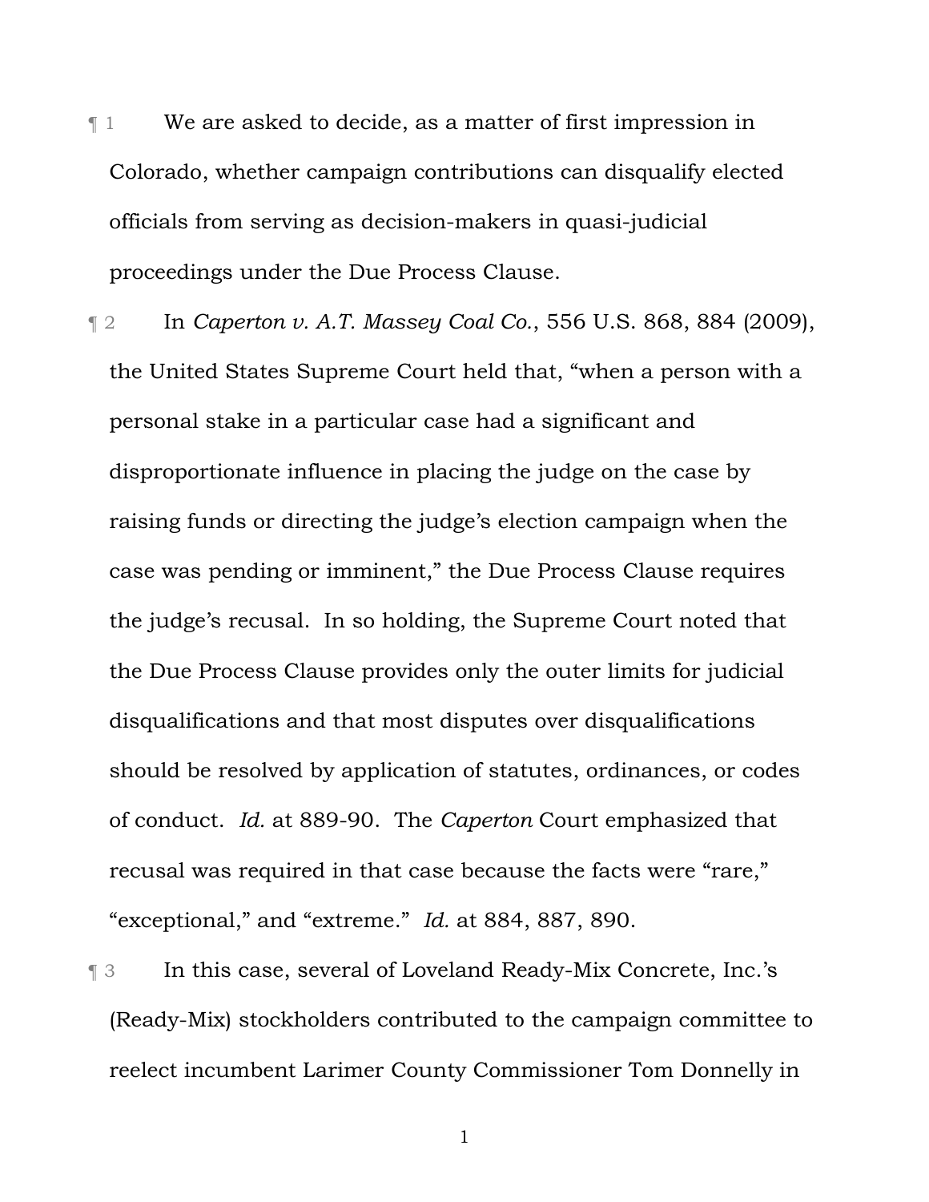¶ 1 We are asked to decide, as a matter of first impression in Colorado, whether campaign contributions can disqualify elected officials from serving as decision-makers in quasi-judicial proceedings under the Due Process Clause.

¶ 2 In *Caperton v. A.T. Massey Coal Co.*, 556 U.S. 868, 884 (2009), the United States Supreme Court held that, "when a person with a personal stake in a particular case had a significant and disproportionate influence in placing the judge on the case by raising funds or directing the judge's election campaign when the case was pending or imminent," the Due Process Clause requires the judge's recusal. In so holding, the Supreme Court noted that the Due Process Clause provides only the outer limits for judicial disqualifications and that most disputes over disqualifications should be resolved by application of statutes, ordinances, or codes of conduct. *Id.* at 889-90. The *Caperton* Court emphasized that recusal was required in that case because the facts were "rare," "exceptional," and "extreme." *Id.* at 884, 887, 890.

¶ 3 In this case, several of Loveland Ready-Mix Concrete, Inc.'s (Ready-Mix) stockholders contributed to the campaign committee to reelect incumbent Larimer County Commissioner Tom Donnelly in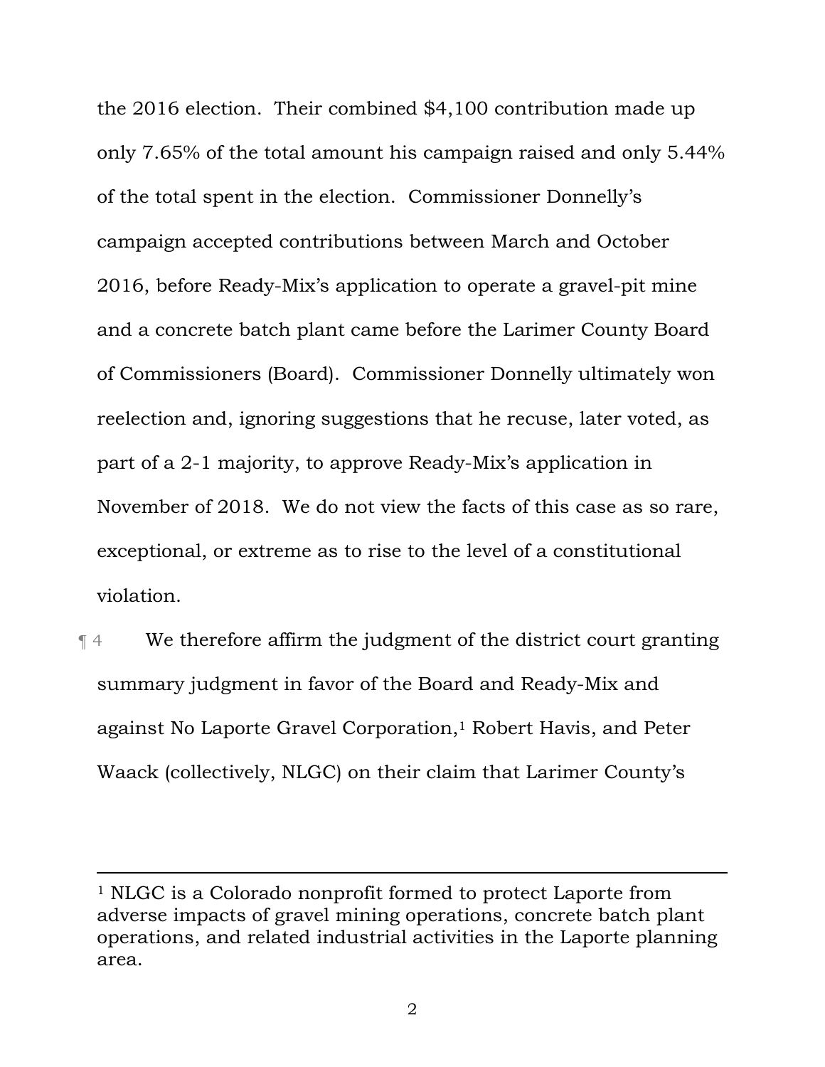the 2016 election. Their combined $4,100 contribution made up only 7.65% of the total amount his campaign raised and only 5.44% of the total spent in the election. Commissioner Donnelly's campaign accepted contributions between March and October 2016, before Ready-Mix's application to operate a gravel-pit mine and a concrete batch plant came before the Larimer County Board of Commissioners (Board). Commissioner Donnelly ultimately won reelection and, ignoring suggestions that he recuse, later voted, as part of a 2-1 majority, to approve Ready-Mix's application in November of 2018. We do not view the facts of this case as so rare, exceptional, or extreme as to rise to the level of a constitutional violation.

¶ 4 We therefore affirm the judgment of the district court granting summary judgment in favor of the Board and Ready-Mix and against No Laporte Gravel Corporation,[1] Robert Havis, and Peter Waack (collectively, NLGC) on their claim that Larimer County's

---

[1] NLGC is a Colorado nonprofit formed to protect Laporte from adverse impacts of gravel mining operations, concrete batch plant operations, and related industrial activities in the Laporte planning area.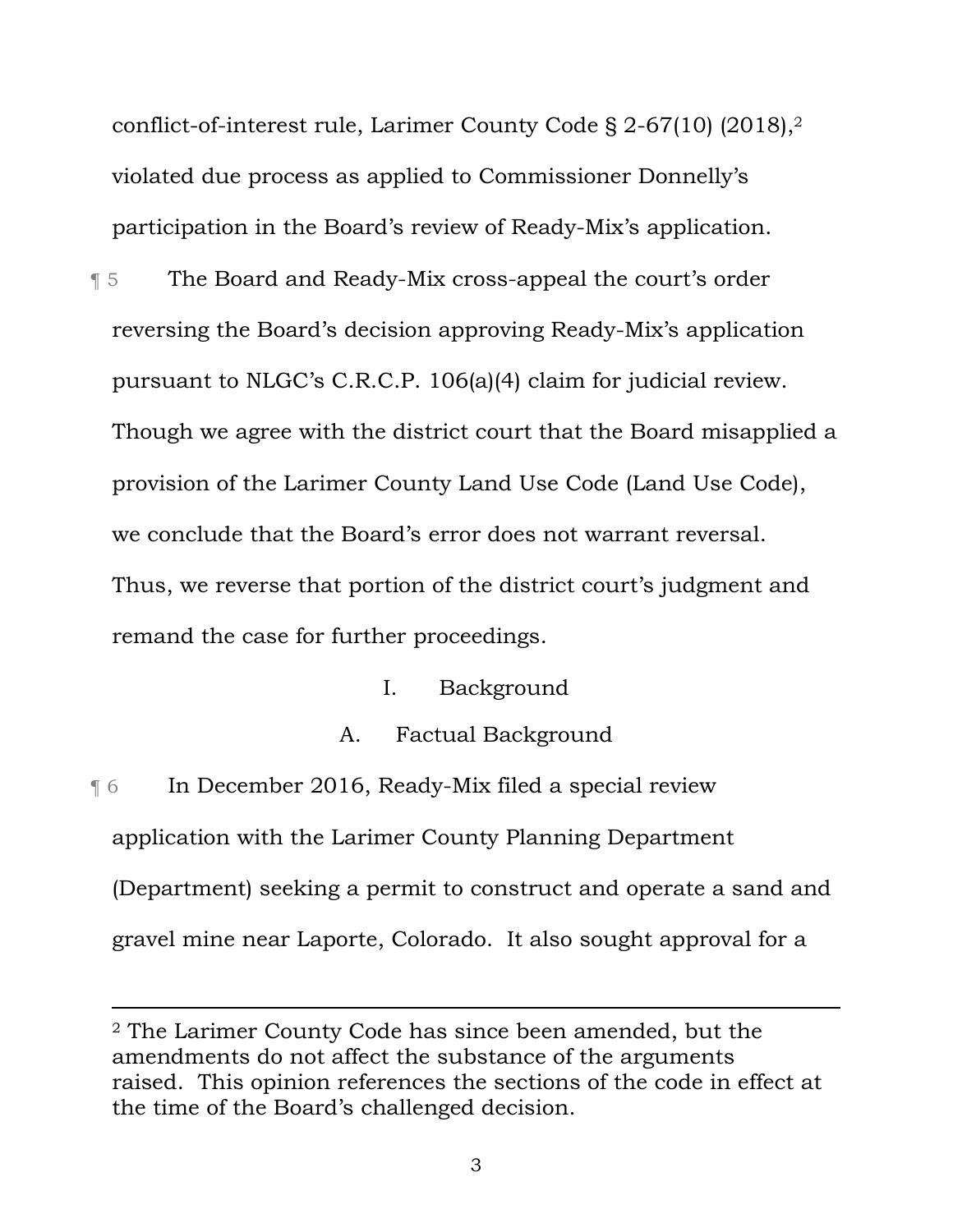conflict-of-interest rule, Larimer County Code § 2-67(10) (2018),[2] violated due process as applied to Commissioner Donnelly's participation in the Board's review of Ready-Mix's application.

¶ 5 The Board and Ready-Mix cross-appeal the court's order reversing the Board's decision approving Ready-Mix's application pursuant to NLGC's C.R.C.P. 106(a)(4) claim for judicial review. Though we agree with the district court that the Board misapplied a provision of the Larimer County Land Use Code (Land Use Code), we conclude that the Board's error does not warrant reversal. Thus, we reverse that portion of the district court's judgment and remand the case for further proceedings.

## I. Background

### A. Factual Background

¶ 6 In December 2016, Ready-Mix filed a special review application with the Larimer County Planning Department (Department) seeking a permit to construct and operate a sand and gravel mine near Laporte, Colorado. It also sought approval for a

---

[2] The Larimer County Code has since been amended, but the amendments do not affect the substance of the arguments raised. This opinion references the sections of the code in effect at the time of the Board's challenged decision.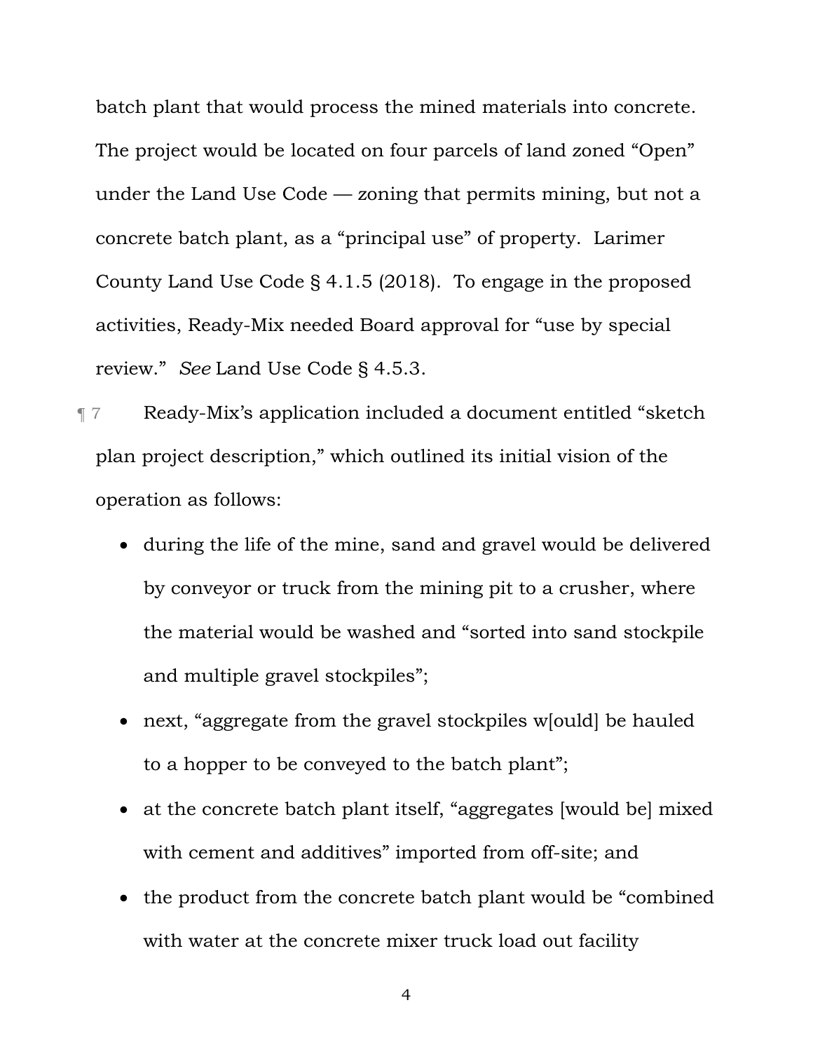batch plant that would process the mined materials into concrete. The project would be located on four parcels of land zoned "Open" under the Land Use Code — zoning that permits mining, but not a concrete batch plant, as a "principal use" of property. Larimer County Land Use Code § 4.1.5 (2018). To engage in the proposed activities, Ready-Mix needed Board approval for "use by special review." *See* Land Use Code § 4.5.3.

¶ 7 Ready-Mix's application included a document entitled "sketch plan project description," which outlined its initial vision of the operation as follows:

- during the life of the mine, sand and gravel would be delivered by conveyor or truck from the mining pit to a crusher, where the material would be washed and "sorted into sand stockpile and multiple gravel stockpiles";
- next, "aggregate from the gravel stockpiles w[ould] be hauled to a hopper to be conveyed to the batch plant";
- at the concrete batch plant itself, "aggregates [would be] mixed with cement and additives" imported from off-site; and
- the product from the concrete batch plant would be "combined with water at the concrete mixer truck load out facility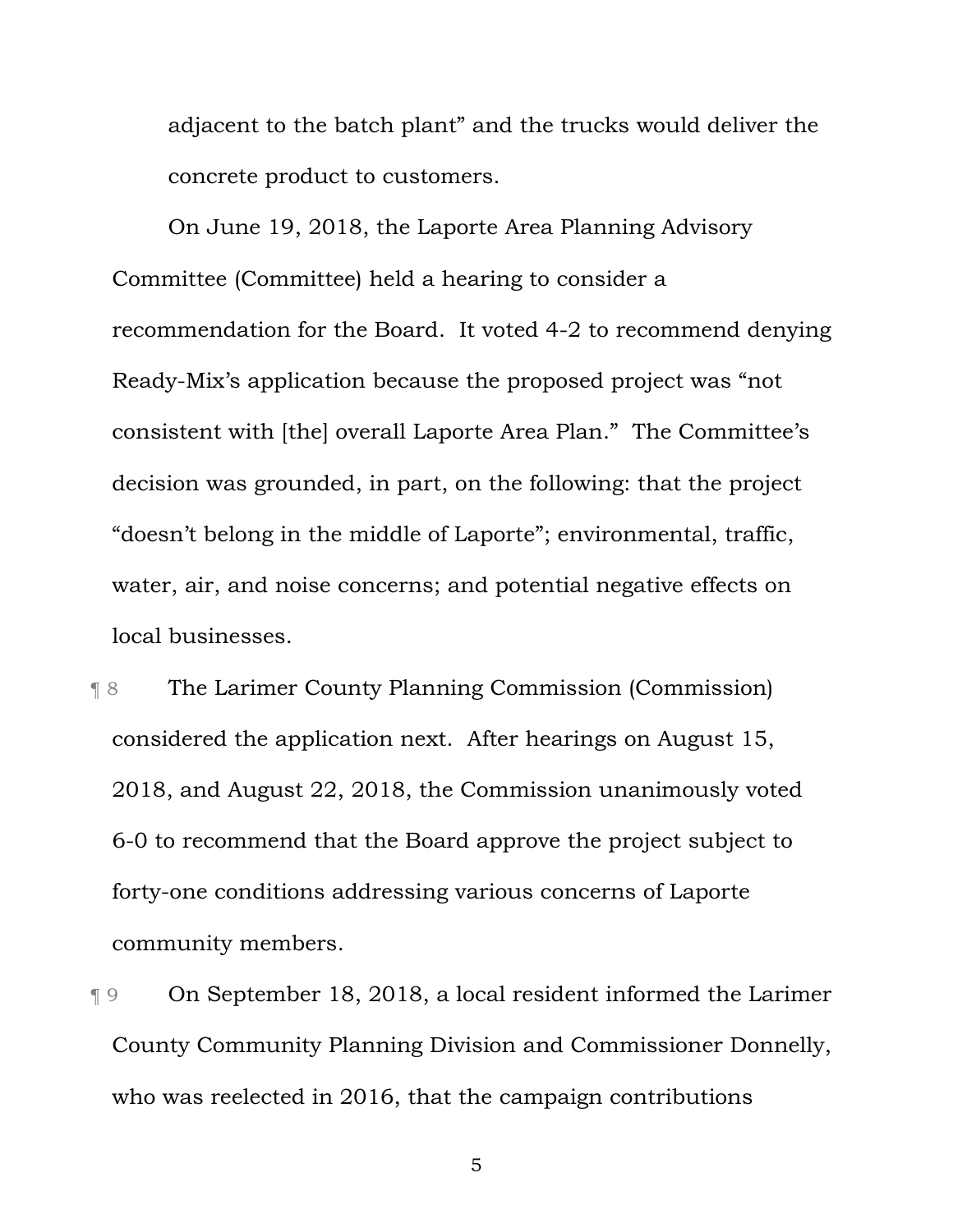adjacent to the batch plant" and the trucks would deliver the concrete product to customers.

On June 19, 2018, the Laporte Area Planning Advisory Committee (Committee) held a hearing to consider a recommendation for the Board. It voted 4-2 to recommend denying Ready-Mix's application because the proposed project was "not consistent with [the] overall Laporte Area Plan." The Committee's decision was grounded, in part, on the following: that the project "doesn't belong in the middle of Laporte"; environmental, traffic, water, air, and noise concerns; and potential negative effects on local businesses.

¶ 8 The Larimer County Planning Commission (Commission) considered the application next. After hearings on August 15, 2018, and August 22, 2018, the Commission unanimously voted 6-0 to recommend that the Board approve the project subject to forty-one conditions addressing various concerns of Laporte community members.

¶ 9 On September 18, 2018, a local resident informed the Larimer County Community Planning Division and Commissioner Donnelly, who was reelected in 2016, that the campaign contributions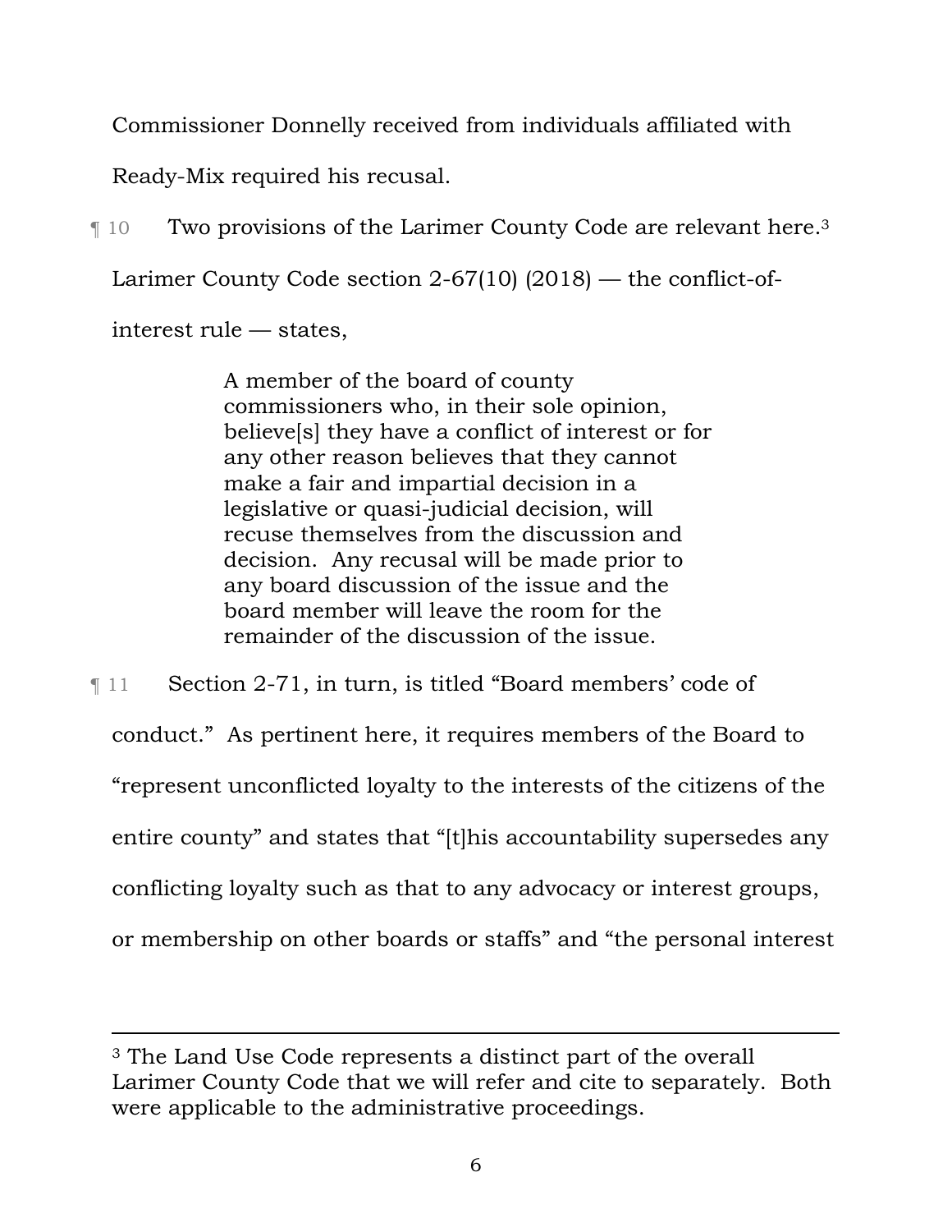Commissioner Donnelly received from individuals affiliated with Ready-Mix required his recusal.

¶ 10 Two provisions of the Larimer County Code are relevant here.[3] Larimer County Code section 2-67(10) (2018) — the conflict-of-interest rule — states,

> A member of the board of county commissioners who, in their sole opinion, believe[s] they have a conflict of interest or for any other reason believes that they cannot make a fair and impartial decision in a legislative or quasi-judicial decision, will recuse themselves from the discussion and decision. Any recusal will be made prior to any board discussion of the issue and the board member will leave the room for the remainder of the discussion of the issue.

¶ 11 Section 2-71, in turn, is titled "Board members' code of conduct." As pertinent here, it requires members of the Board to "represent unconflicted loyalty to the interests of the citizens of the entire county" and states that "[t]his accountability supersedes any conflicting loyalty such as that to any advocacy or interest groups, or membership on other boards or staffs" and "the personal interest

---

[3] The Land Use Code represents a distinct part of the overall Larimer County Code that we will refer and cite to separately. Both were applicable to the administrative proceedings.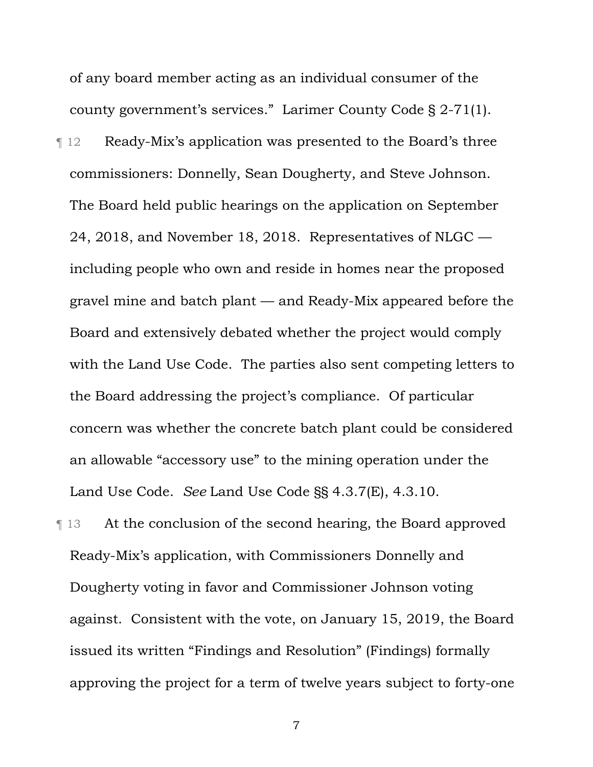of any board member acting as an individual consumer of the county government's services." Larimer County Code § 2-71(1).

¶ 12 Ready-Mix's application was presented to the Board's three commissioners: Donnelly, Sean Dougherty, and Steve Johnson. The Board held public hearings on the application on September 24, 2018, and November 18, 2018. Representatives of NLGC — including people who own and reside in homes near the proposed gravel mine and batch plant — and Ready-Mix appeared before the Board and extensively debated whether the project would comply with the Land Use Code. The parties also sent competing letters to the Board addressing the project's compliance. Of particular concern was whether the concrete batch plant could be considered an allowable "accessory use" to the mining operation under the Land Use Code. *See* Land Use Code §§ 4.3.7(E), 4.3.10.

¶ 13 At the conclusion of the second hearing, the Board approved Ready-Mix's application, with Commissioners Donnelly and Dougherty voting in favor and Commissioner Johnson voting against. Consistent with the vote, on January 15, 2019, the Board issued its written "Findings and Resolution" (Findings) formally approving the project for a term of twelve years subject to forty-one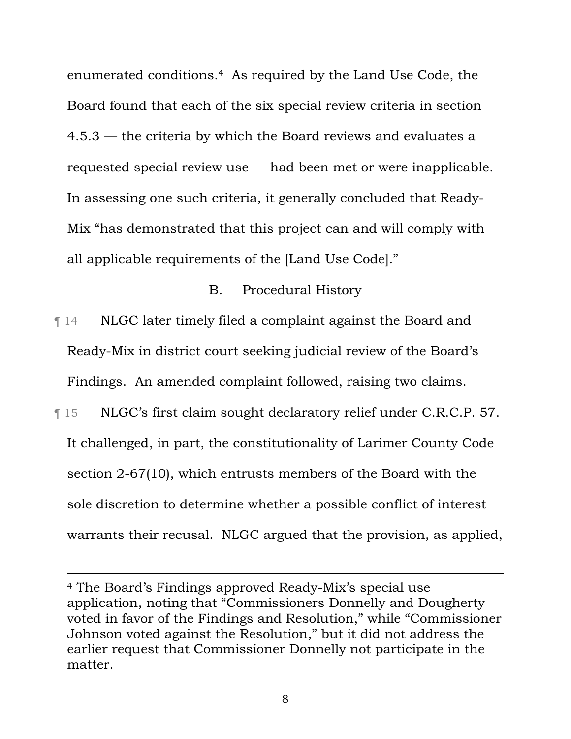enumerated conditions.[4] As required by the Land Use Code, the Board found that each of the six special review criteria in section 4.5.3 — the criteria by which the Board reviews and evaluates a requested special review use — had been met or were inapplicable. In assessing one such criteria, it generally concluded that Ready-Mix "has demonstrated that this project can and will comply with all applicable requirements of the [Land Use Code]."

## B. Procedural History

¶ 14 NLGC later timely filed a complaint against the Board and Ready-Mix in district court seeking judicial review of the Board's Findings. An amended complaint followed, raising two claims.

¶ 15 NLGC's first claim sought declaratory relief under C.R.C.P. 57. It challenged, in part, the constitutionality of Larimer County Code section 2-67(10), which entrusts members of the Board with the sole discretion to determine whether a possible conflict of interest warrants their recusal. NLGC argued that the provision, as applied,

---

[4] The Board's Findings approved Ready-Mix's special use application, noting that "Commissioners Donnelly and Dougherty voted in favor of the Findings and Resolution," while "Commissioner Johnson voted against the Resolution," but it did not address the earlier request that Commissioner Donnelly not participate in the matter.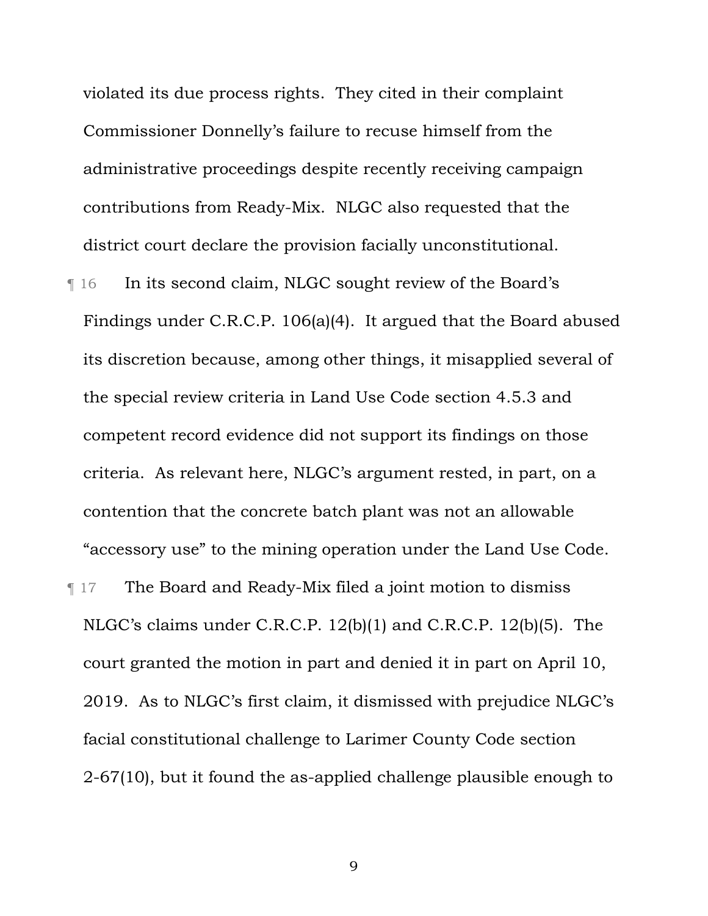violated its due process rights. They cited in their complaint Commissioner Donnelly's failure to recuse himself from the administrative proceedings despite recently receiving campaign contributions from Ready-Mix. NLGC also requested that the district court declare the provision facially unconstitutional.

¶ 16 In its second claim, NLGC sought review of the Board's Findings under C.R.C.P. 106(a)(4). It argued that the Board abused its discretion because, among other things, it misapplied several of the special review criteria in Land Use Code section 4.5.3 and competent record evidence did not support its findings on those criteria. As relevant here, NLGC's argument rested, in part, on a contention that the concrete batch plant was not an allowable "accessory use" to the mining operation under the Land Use Code.

¶ 17 The Board and Ready-Mix filed a joint motion to dismiss NLGC's claims under C.R.C.P. 12(b)(1) and C.R.C.P. 12(b)(5). The court granted the motion in part and denied it in part on April 10, 2019. As to NLGC's first claim, it dismissed with prejudice NLGC's facial constitutional challenge to Larimer County Code section 2-67(10), but it found the as-applied challenge plausible enough to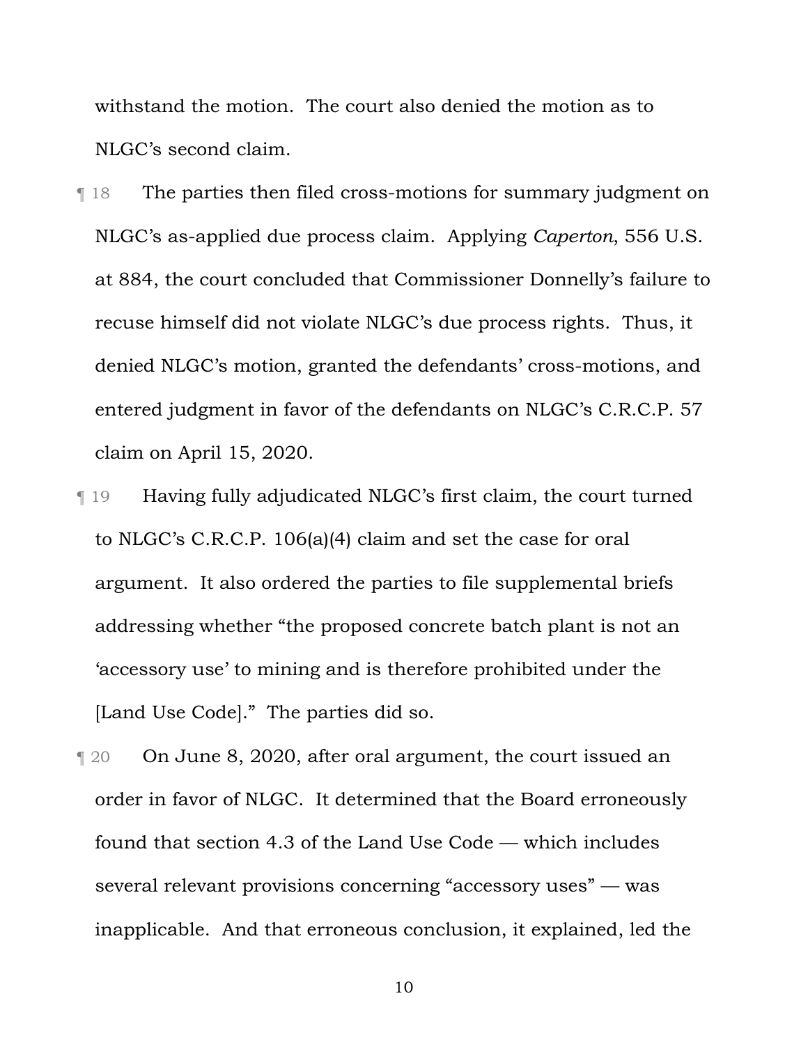withstand the motion. The court also denied the motion as to NLGC's second claim.

¶ 18 The parties then filed cross-motions for summary judgment on NLGC's as-applied due process claim. Applying *Caperton*, 556 U.S. at 884, the court concluded that Commissioner Donnelly's failure to recuse himself did not violate NLGC's due process rights. Thus, it denied NLGC's motion, granted the defendants' cross-motions, and entered judgment in favor of the defendants on NLGC's C.R.C.P. 57 claim on April 15, 2020.

¶ 19 Having fully adjudicated NLGC's first claim, the court turned to NLGC's C.R.C.P. 106(a)(4) claim and set the case for oral argument. It also ordered the parties to file supplemental briefs addressing whether "the proposed concrete batch plant is not an 'accessory use' to mining and is therefore prohibited under the [Land Use Code]." The parties did so.

¶ 20 On June 8, 2020, after oral argument, the court issued an order in favor of NLGC. It determined that the Board erroneously found that section 4.3 of the Land Use Code — which includes several relevant provisions concerning "accessory uses" — was inapplicable. And that erroneous conclusion, it explained, led the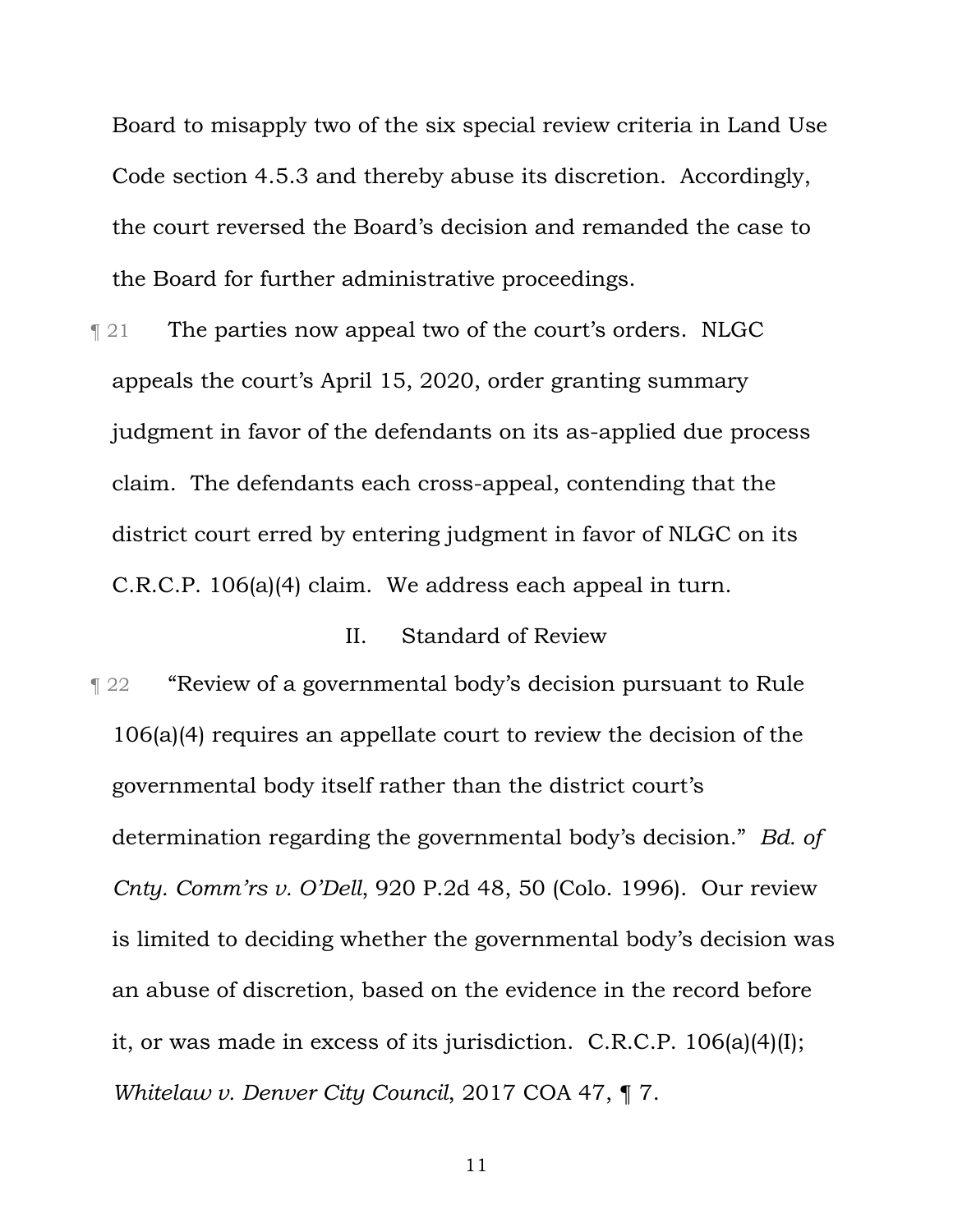Board to misapply two of the six special review criteria in Land Use Code section 4.5.3 and thereby abuse its discretion. Accordingly, the court reversed the Board's decision and remanded the case to the Board for further administrative proceedings.

¶ 21 The parties now appeal two of the court's orders. NLGC appeals the court's April 15, 2020, order granting summary judgment in favor of the defendants on its as-applied due process claim. The defendants each cross-appeal, contending that the district court erred by entering judgment in favor of NLGC on its C.R.C.P. 106(a)(4) claim. We address each appeal in turn.

## II. Standard of Review

¶ 22 "Review of a governmental body's decision pursuant to Rule 106(a)(4) requires an appellate court to review the decision of the governmental body itself rather than the district court's determination regarding the governmental body's decision." *Bd. of Cnty. Comm'rs v. O'Dell*, 920 P.2d 48, 50 (Colo. 1996). Our review is limited to deciding whether the governmental body's decision was an abuse of discretion, based on the evidence in the record before it, or was made in excess of its jurisdiction. C.R.C.P. 106(a)(4)(I); *Whitelaw v. Denver City Council*, 2017 COA 47, ¶ 7.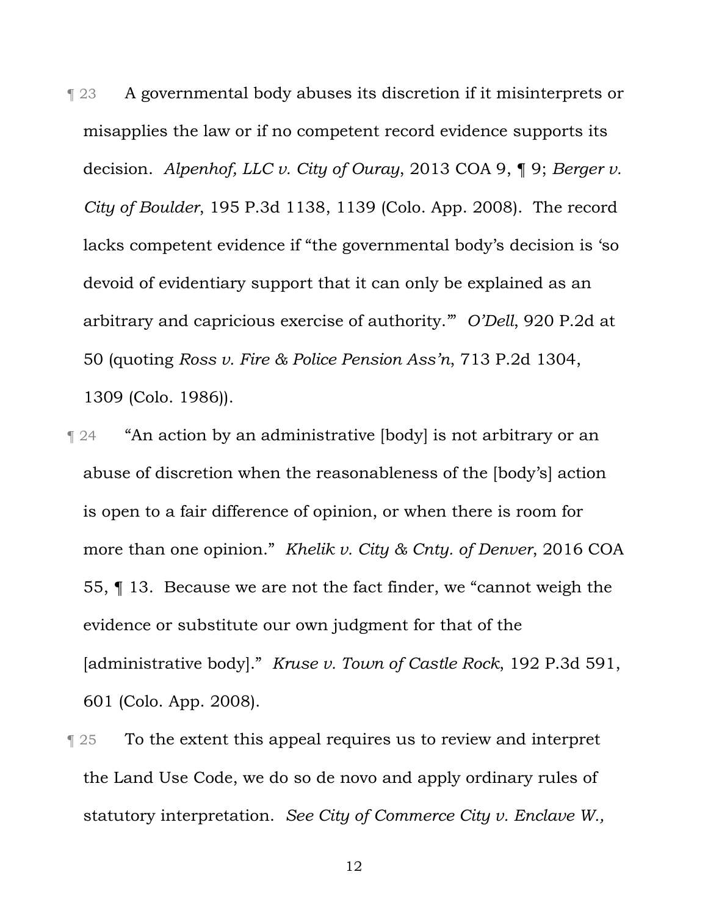¶ 23 A governmental body abuses its discretion if it misinterprets or misapplies the law or if no competent record evidence supports its decision. *Alpenhof, LLC v. City of Ouray*, 2013 COA 9, ¶ 9; *Berger v. City of Boulder*, 195 P.3d 1138, 1139 (Colo. App. 2008). The record lacks competent evidence if "the governmental body's decision is 'so devoid of evidentiary support that it can only be explained as an arbitrary and capricious exercise of authority.'" *O'Dell*, 920 P.2d at 50 (quoting *Ross v. Fire & Police Pension Ass'n*, 713 P.2d 1304, 1309 (Colo. 1986)).

¶ 24 "An action by an administrative [body] is not arbitrary or an abuse of discretion when the reasonableness of the [body's] action is open to a fair difference of opinion, or when there is room for more than one opinion." *Khelik v. City & Cnty. of Denver*, 2016 COA 55, ¶ 13. Because we are not the fact finder, we "cannot weigh the evidence or substitute our own judgment for that of the [administrative body]." *Kruse v. Town of Castle Rock*, 192 P.3d 591, 601 (Colo. App. 2008).

¶ 25 To the extent this appeal requires us to review and interpret the Land Use Code, we do so de novo and apply ordinary rules of statutory interpretation. *See City of Commerce City v. Enclave W.,*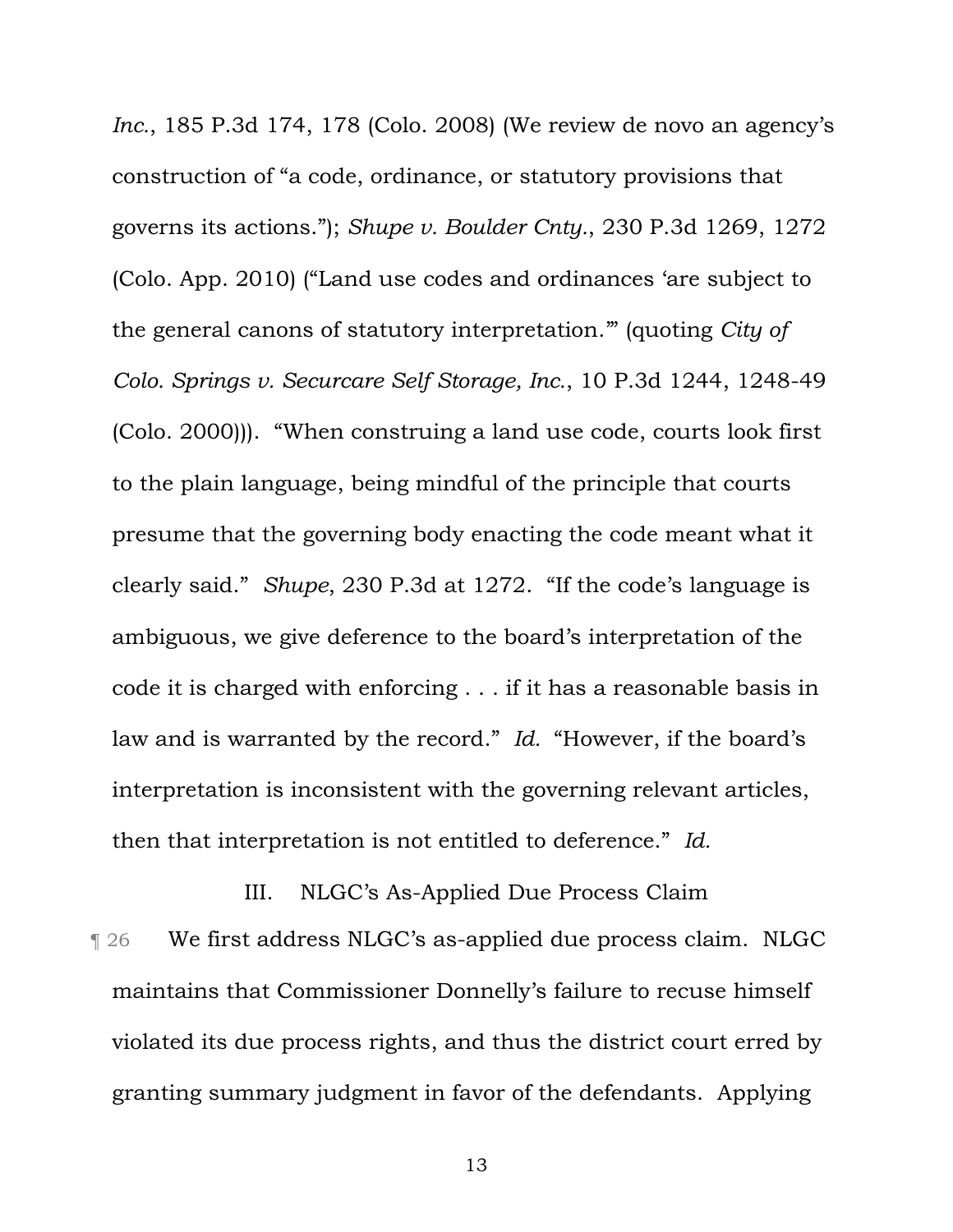*Inc.*, 185 P.3d 174, 178 (Colo. 2008) (We review de novo an agency's construction of "a code, ordinance, or statutory provisions that governs its actions."); *Shupe v. Boulder Cnty.*, 230 P.3d 1269, 1272 (Colo. App. 2010) ("Land use codes and ordinances 'are subject to the general canons of statutory interpretation.'" (quoting *City of Colo. Springs v. Securcare Self Storage, Inc.*, 10 P.3d 1244, 1248-49 (Colo. 2000))). "When construing a land use code, courts look first to the plain language, being mindful of the principle that courts presume that the governing body enacting the code meant what it clearly said." *Shupe*, 230 P.3d at 1272. "If the code's language is ambiguous, we give deference to the board's interpretation of the code it is charged with enforcing . . . if it has a reasonable basis in law and is warranted by the record." *Id.* "However, if the board's interpretation is inconsistent with the governing relevant articles, then that interpretation is not entitled to deference." *Id.*

## III. NLGC's As-Applied Due Process Claim

¶ 26 We first address NLGC's as-applied due process claim. NLGC maintains that Commissioner Donnelly's failure to recuse himself violated its due process rights, and thus the district court erred by granting summary judgment in favor of the defendants. Applying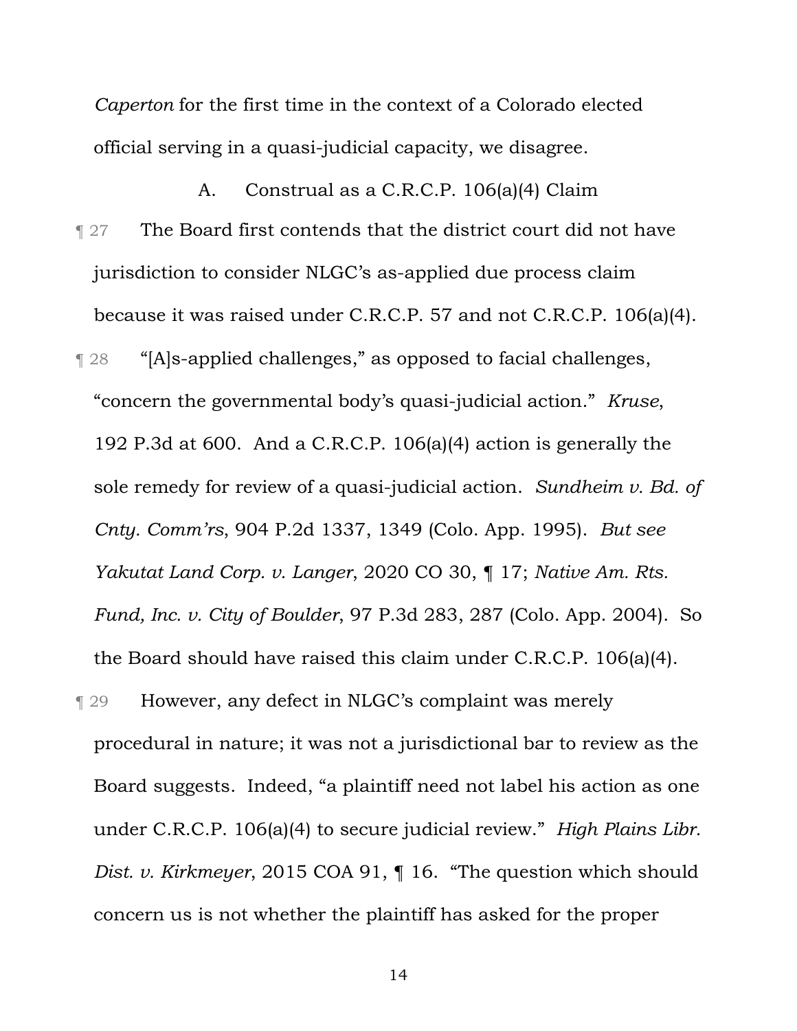*Caperton* for the first time in the context of a Colorado elected official serving in a quasi-judicial capacity, we disagree.

### A. Construal as a C.R.C.P. 106(a)(4) Claim

¶ 27 The Board first contends that the district court did not have jurisdiction to consider NLGC's as-applied due process claim because it was raised under C.R.C.P. 57 and not C.R.C.P. 106(a)(4).

¶ 28 "[A]s-applied challenges," as opposed to facial challenges, "concern the governmental body's quasi-judicial action." *Kruse*, 192 P.3d at 600. And a C.R.C.P. 106(a)(4) action is generally the sole remedy for review of a quasi-judicial action. *Sundheim v. Bd. of Cnty. Comm'rs*, 904 P.2d 1337, 1349 (Colo. App. 1995). *But see Yakutat Land Corp. v. Langer*, 2020 CO 30, ¶ 17; *Native Am. Rts. Fund, Inc. v. City of Boulder*, 97 P.3d 283, 287 (Colo. App. 2004). So the Board should have raised this claim under C.R.C.P. 106(a)(4).

¶ 29 However, any defect in NLGC's complaint was merely procedural in nature; it was not a jurisdictional bar to review as the Board suggests. Indeed, "a plaintiff need not label his action as one under C.R.C.P. 106(a)(4) to secure judicial review." *High Plains Libr. Dist. v. Kirkmeyer*, 2015 COA 91, ¶ 16. "The question which should concern us is not whether the plaintiff has asked for the proper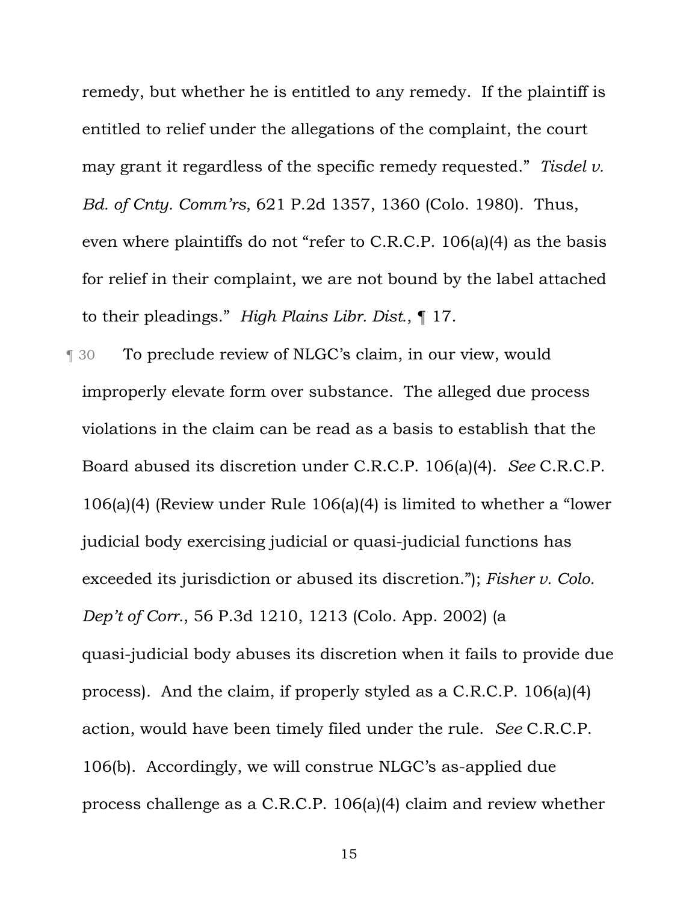remedy, but whether he is entitled to any remedy. If the plaintiff is entitled to relief under the allegations of the complaint, the court may grant it regardless of the specific remedy requested." *Tisdel v. Bd. of Cnty. Comm'rs*, 621 P.2d 1357, 1360 (Colo. 1980). Thus, even where plaintiffs do not "refer to C.R.C.P. 106(a)(4) as the basis for relief in their complaint, we are not bound by the label attached to their pleadings." *High Plains Libr. Dist.*, ¶ 17.

¶ 30 To preclude review of NLGC's claim, in our view, would improperly elevate form over substance. The alleged due process violations in the claim can be read as a basis to establish that the Board abused its discretion under C.R.C.P. 106(a)(4). *See* C.R.C.P. 106(a)(4) (Review under Rule 106(a)(4) is limited to whether a "lower judicial body exercising judicial or quasi-judicial functions has exceeded its jurisdiction or abused its discretion."); *Fisher v. Colo. Dep't of Corr.*, 56 P.3d 1210, 1213 (Colo. App. 2002) (a quasi-judicial body abuses its discretion when it fails to provide due process). And the claim, if properly styled as a C.R.C.P. 106(a)(4) action, would have been timely filed under the rule. *See* C.R.C.P. 106(b). Accordingly, we will construe NLGC's as-applied due process challenge as a C.R.C.P. 106(a)(4) claim and review whether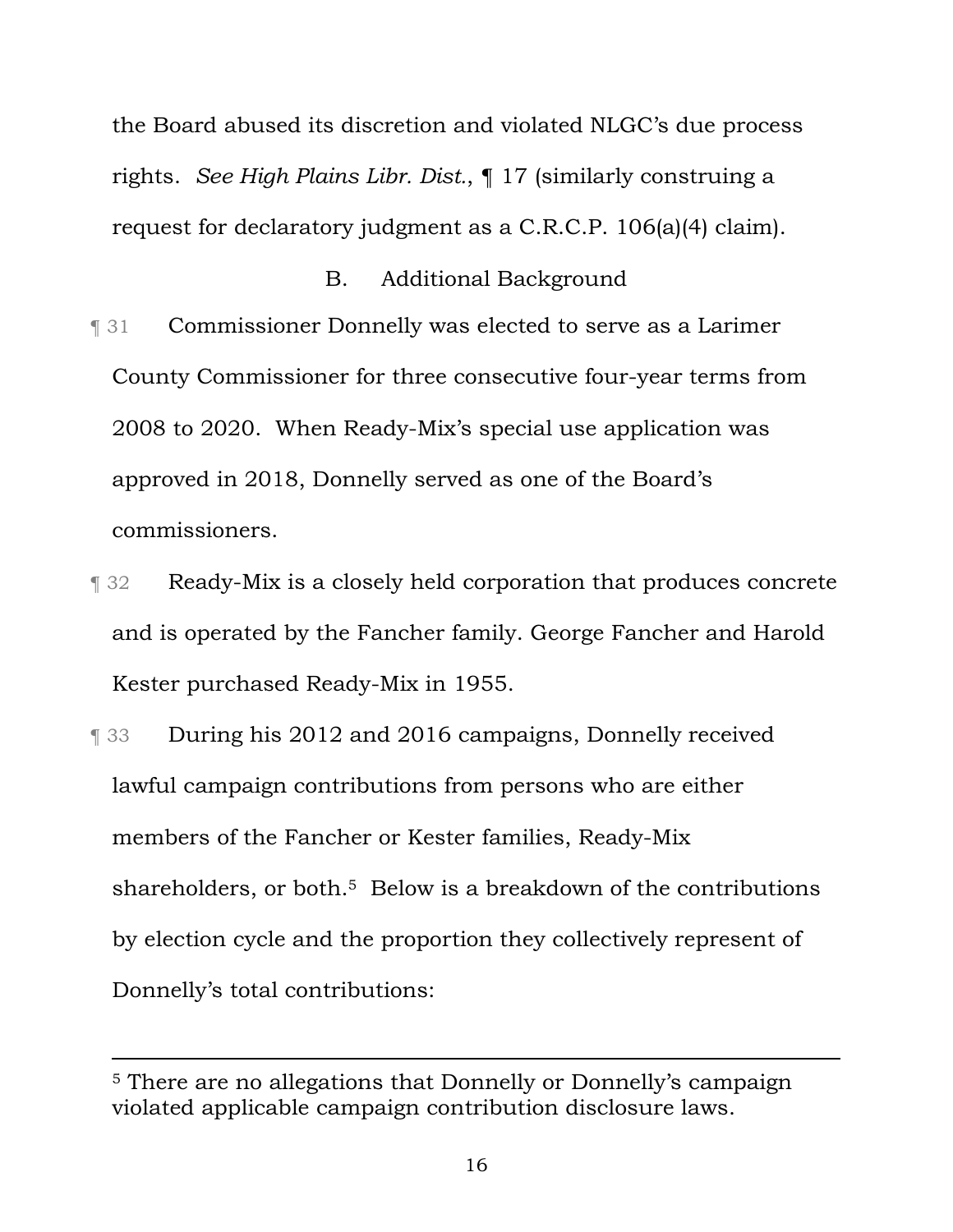the Board abused its discretion and violated NLGC's due process rights. *See High Plains Libr. Dist.*, ¶ 17 (similarly construing a request for declaratory judgment as a C.R.C.P. 106(a)(4) claim).

### B. Additional Background

¶ 31 Commissioner Donnelly was elected to serve as a Larimer County Commissioner for three consecutive four-year terms from 2008 to 2020. When Ready-Mix's special use application was approved in 2018, Donnelly served as one of the Board's commissioners.

¶ 32 Ready-Mix is a closely held corporation that produces concrete and is operated by the Fancher family. George Fancher and Harold Kester purchased Ready-Mix in 1955.

¶ 33 During his 2012 and 2016 campaigns, Donnelly received lawful campaign contributions from persons who are either members of the Fancher or Kester families, Ready-Mix shareholders, or both.[5] Below is a breakdown of the contributions by election cycle and the proportion they collectively represent of Donnelly's total contributions:

---

[5] There are no allegations that Donnelly or Donnelly's campaign violated applicable campaign contribution disclosure laws.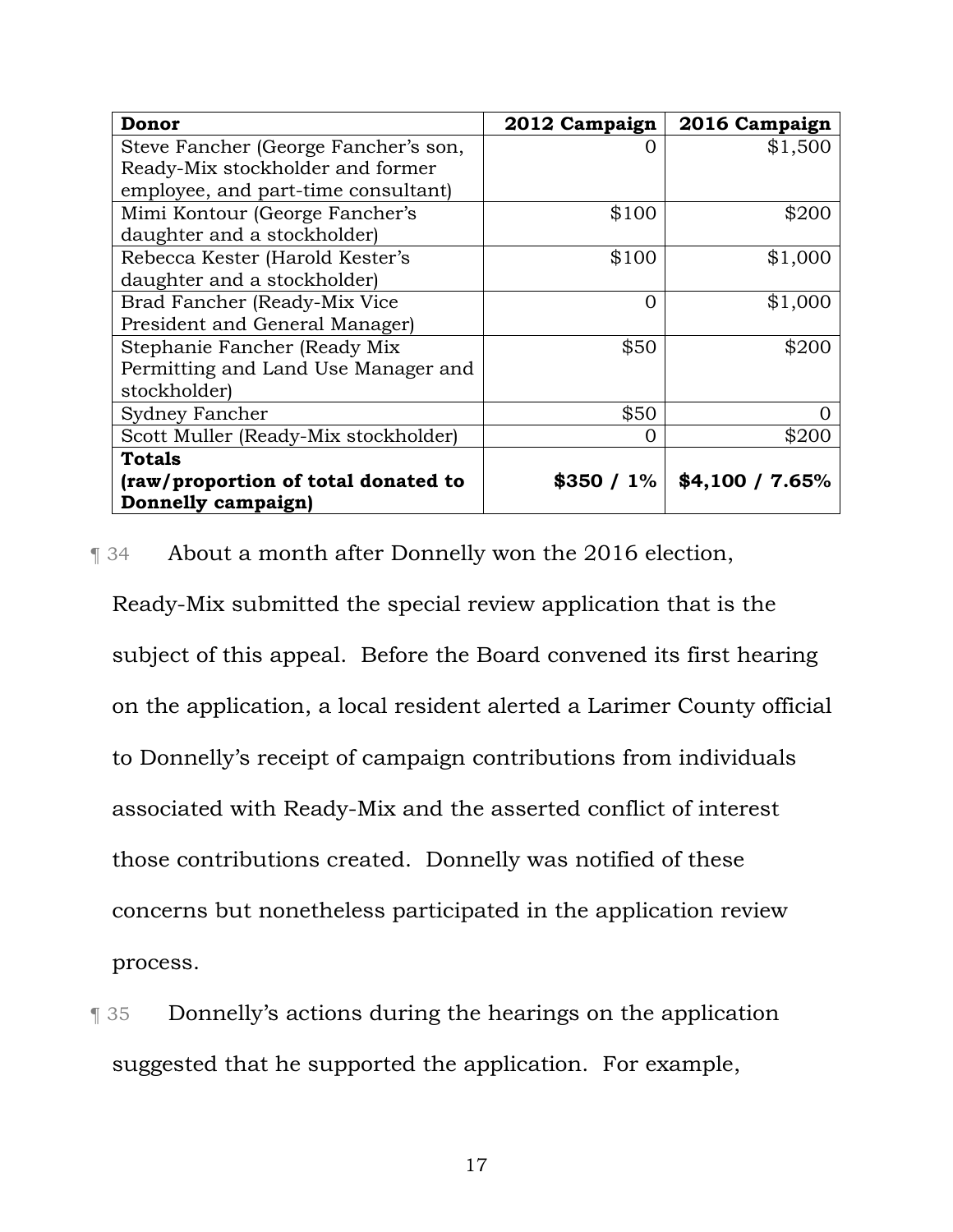| Donor | 2012 Campaign | 2016 Campaign |
|---|---|---|
| Steve Fancher (George Fancher's son, Ready-Mix stockholder and former employee, and part-time consultant) | 0 | $1,500 |
| Mimi Kontour (George Fancher's daughter and a stockholder) | $100 | $200 |
| Rebecca Kester (Harold Kester's daughter and a stockholder) | $100 | $1,000 |
| Brad Fancher (Ready-Mix Vice President and General Manager) | 0 | $1,000 |
| Stephanie Fancher (Ready Mix Permitting and Land Use Manager and stockholder) | $50 | $200 |
| Sydney Fancher | $50 | 0 |
| Scott Muller (Ready-Mix stockholder) | 0 | $200 |
| **Totals (raw/proportion of total donated to Donnelly campaign)** | **$350 / 1%** | **$4,100 / 7.65%** |

¶ 34 About a month after Donnelly won the 2016 election, Ready-Mix submitted the special review application that is the subject of this appeal. Before the Board convened its first hearing on the application, a local resident alerted a Larimer County official to Donnelly's receipt of campaign contributions from individuals associated with Ready-Mix and the asserted conflict of interest those contributions created. Donnelly was notified of these concerns but nonetheless participated in the application review process.

¶ 35 Donnelly's actions during the hearings on the application suggested that he supported the application. For example,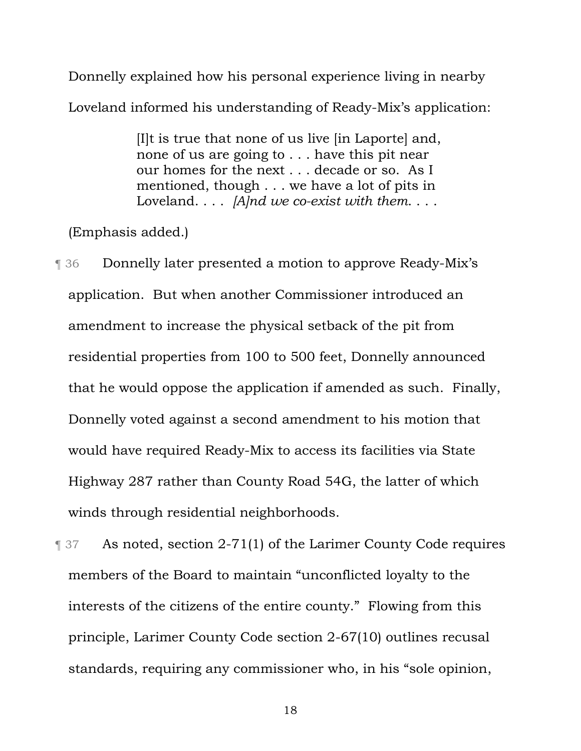Donnelly explained how his personal experience living in nearby Loveland informed his understanding of Ready-Mix's application:

> [I]t is true that none of us live [in Laporte] and, none of us are going to . . . have this pit near our homes for the next . . . decade or so. As I mentioned, though . . . we have a lot of pits in Loveland. . . . *[A]nd we co-exist with them*. . . .

(Emphasis added.)

¶ 36 Donnelly later presented a motion to approve Ready-Mix's application. But when another Commissioner introduced an amendment to increase the physical setback of the pit from residential properties from 100 to 500 feet, Donnelly announced that he would oppose the application if amended as such. Finally, Donnelly voted against a second amendment to his motion that would have required Ready-Mix to access its facilities via State Highway 287 rather than County Road 54G, the latter of which winds through residential neighborhoods.

¶ 37 As noted, section 2-71(1) of the Larimer County Code requires members of the Board to maintain "unconflicted loyalty to the interests of the citizens of the entire county." Flowing from this principle, Larimer County Code section 2-67(10) outlines recusal standards, requiring any commissioner who, in his "sole opinion,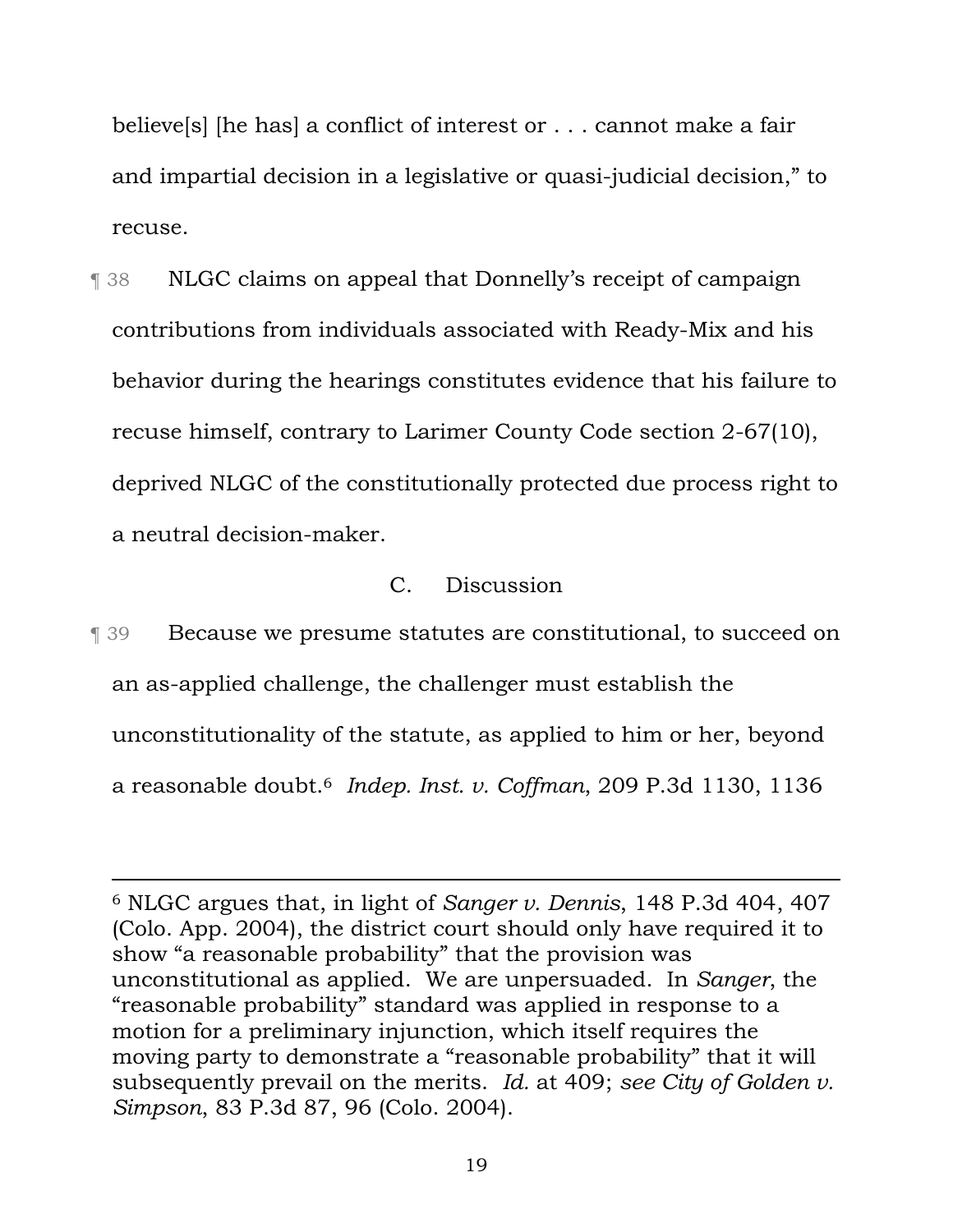believe[s] [he has] a conflict of interest or . . . cannot make a fair and impartial decision in a legislative or quasi-judicial decision," to recuse.

¶ 38 NLGC claims on appeal that Donnelly's receipt of campaign contributions from individuals associated with Ready-Mix and his behavior during the hearings constitutes evidence that his failure to recuse himself, contrary to Larimer County Code section 2-67(10), deprived NLGC of the constitutionally protected due process right to a neutral decision-maker.

### C. Discussion

¶ 39 Because we presume statutes are constitutional, to succeed on an as-applied challenge, the challenger must establish the unconstitutionality of the statute, as applied to him or her, beyond a reasonable doubt.[6] *Indep. Inst. v. Coffman*, 209 P.3d 1130, 1136

---

[6] NLGC argues that, in light of *Sanger v. Dennis*, 148 P.3d 404, 407 (Colo. App. 2004), the district court should only have required it to show "a reasonable probability" that the provision was unconstitutional as applied. We are unpersuaded. In *Sanger*, the "reasonable probability" standard was applied in response to a motion for a preliminary injunction, which itself requires the moving party to demonstrate a "reasonable probability" that it will subsequently prevail on the merits. *Id.* at 409; *see City of Golden v. Simpson*, 83 P.3d 87, 96 (Colo. 2004).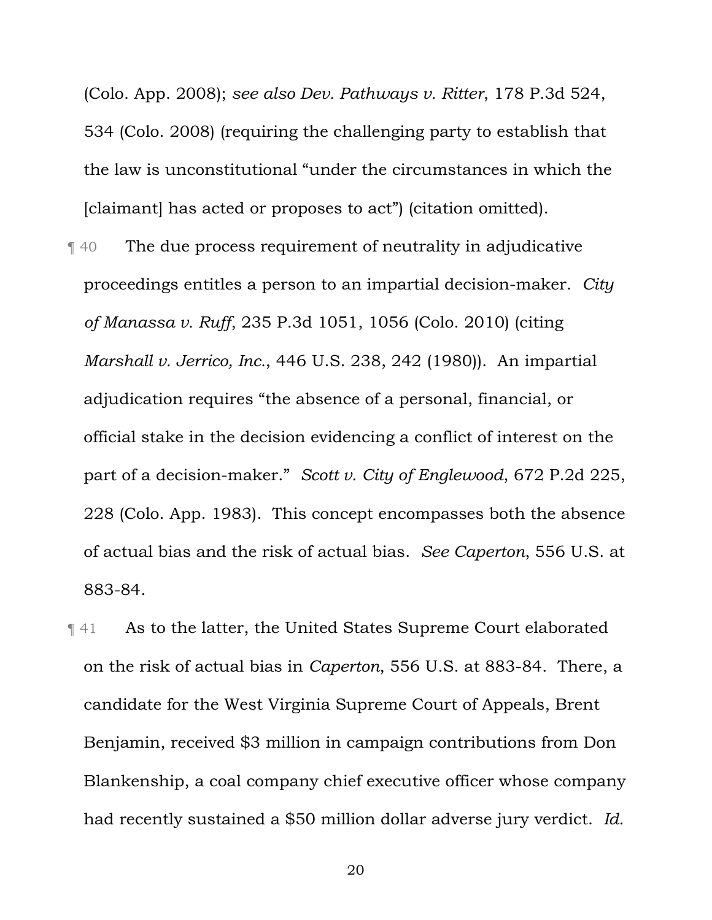(Colo. App. 2008); *see also Dev. Pathways v. Ritter*, 178 P.3d 524, 534 (Colo. 2008) (requiring the challenging party to establish that the law is unconstitutional "under the circumstances in which the [claimant] has acted or proposes to act") (citation omitted).

¶ 40 The due process requirement of neutrality in adjudicative proceedings entitles a person to an impartial decision-maker. *City of Manassa v. Ruff*, 235 P.3d 1051, 1056 (Colo. 2010) (citing *Marshall v. Jerrico, Inc.*, 446 U.S. 238, 242 (1980)). An impartial adjudication requires "the absence of a personal, financial, or official stake in the decision evidencing a conflict of interest on the part of a decision-maker." *Scott v. City of Englewood*, 672 P.2d 225, 228 (Colo. App. 1983). This concept encompasses both the absence of actual bias and the risk of actual bias. *See Caperton*, 556 U.S. at 883-84.

¶ 41 As to the latter, the United States Supreme Court elaborated on the risk of actual bias in *Caperton*, 556 U.S. at 883-84. There, a candidate for the West Virginia Supreme Court of Appeals, Brent Benjamin, received $3 million in campaign contributions from Don Blankenship, a coal company chief executive officer whose company had recently sustained a $50 million dollar adverse jury verdict. *Id.*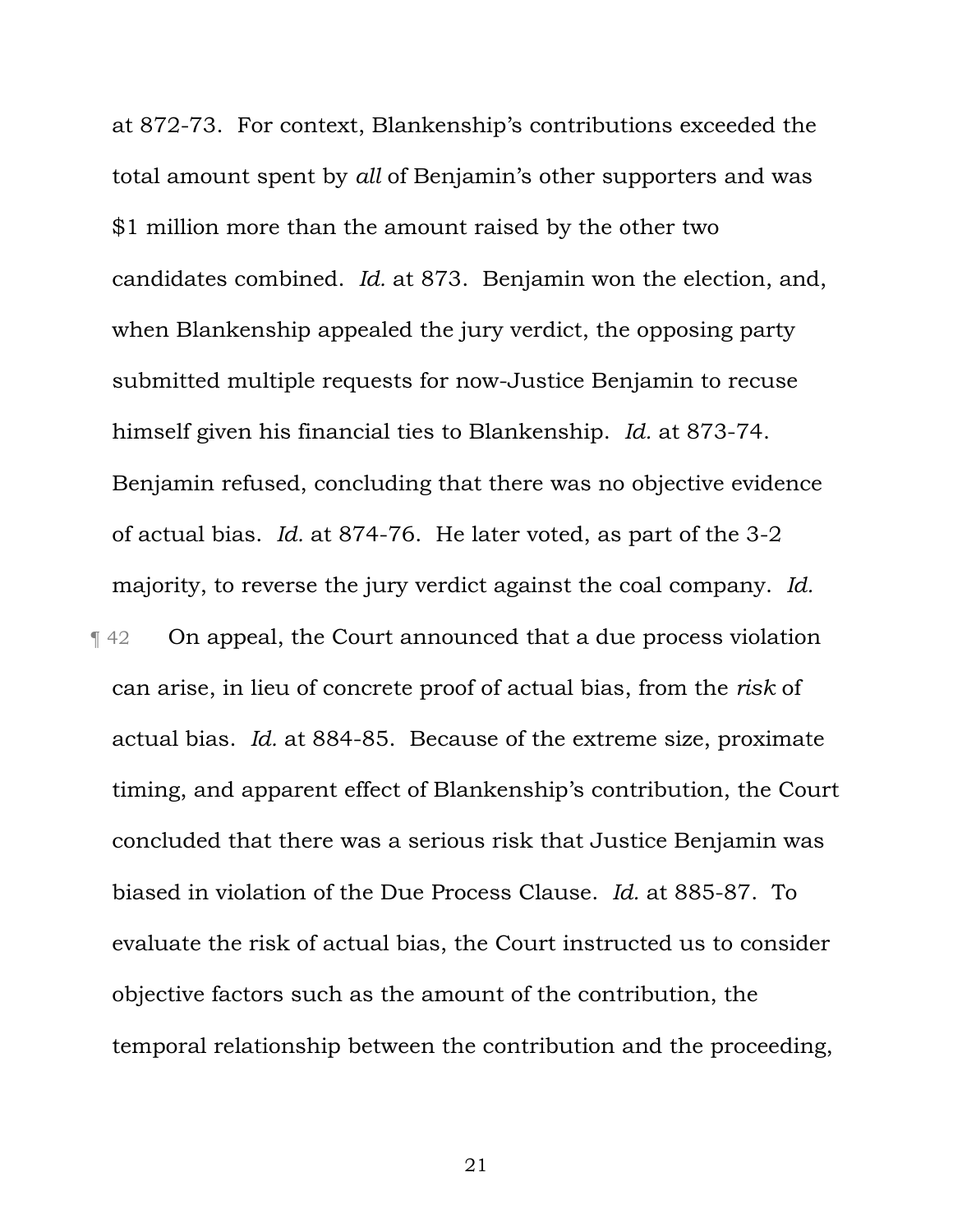at 872-73. For context, Blankenship's contributions exceeded the total amount spent by *all* of Benjamin's other supporters and was $1 million more than the amount raised by the other two candidates combined. *Id.* at 873. Benjamin won the election, and, when Blankenship appealed the jury verdict, the opposing party submitted multiple requests for now-Justice Benjamin to recuse himself given his financial ties to Blankenship. *Id.* at 873-74. Benjamin refused, concluding that there was no objective evidence of actual bias. *Id.* at 874-76. He later voted, as part of the 3-2 majority, to reverse the jury verdict against the coal company. *Id.*

¶ 42 On appeal, the Court announced that a due process violation can arise, in lieu of concrete proof of actual bias, from the *risk* of actual bias. *Id.* at 884-85. Because of the extreme size, proximate timing, and apparent effect of Blankenship's contribution, the Court concluded that there was a serious risk that Justice Benjamin was biased in violation of the Due Process Clause. *Id.* at 885-87. To evaluate the risk of actual bias, the Court instructed us to consider objective factors such as the amount of the contribution, the temporal relationship between the contribution and the proceeding,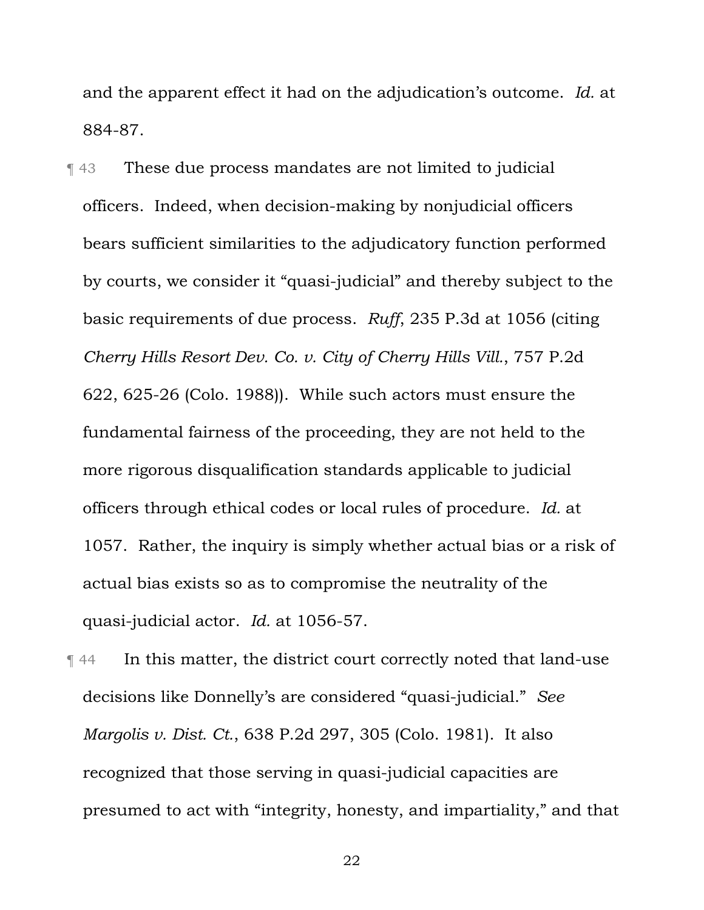and the apparent effect it had on the adjudication's outcome. *Id.* at 884-87.

¶ 43 These due process mandates are not limited to judicial officers. Indeed, when decision-making by nonjudicial officers bears sufficient similarities to the adjudicatory function performed by courts, we consider it "quasi-judicial" and thereby subject to the basic requirements of due process. *Ruff*, 235 P.3d at 1056 (citing *Cherry Hills Resort Dev. Co. v. City of Cherry Hills Vill.*, 757 P.2d 622, 625-26 (Colo. 1988)). While such actors must ensure the fundamental fairness of the proceeding, they are not held to the more rigorous disqualification standards applicable to judicial officers through ethical codes or local rules of procedure. *Id.* at 1057. Rather, the inquiry is simply whether actual bias or a risk of actual bias exists so as to compromise the neutrality of the quasi-judicial actor. *Id.* at 1056-57.

¶ 44 In this matter, the district court correctly noted that land-use decisions like Donnelly's are considered "quasi-judicial." *See Margolis v. Dist. Ct.*, 638 P.2d 297, 305 (Colo. 1981). It also recognized that those serving in quasi-judicial capacities are presumed to act with "integrity, honesty, and impartiality," and that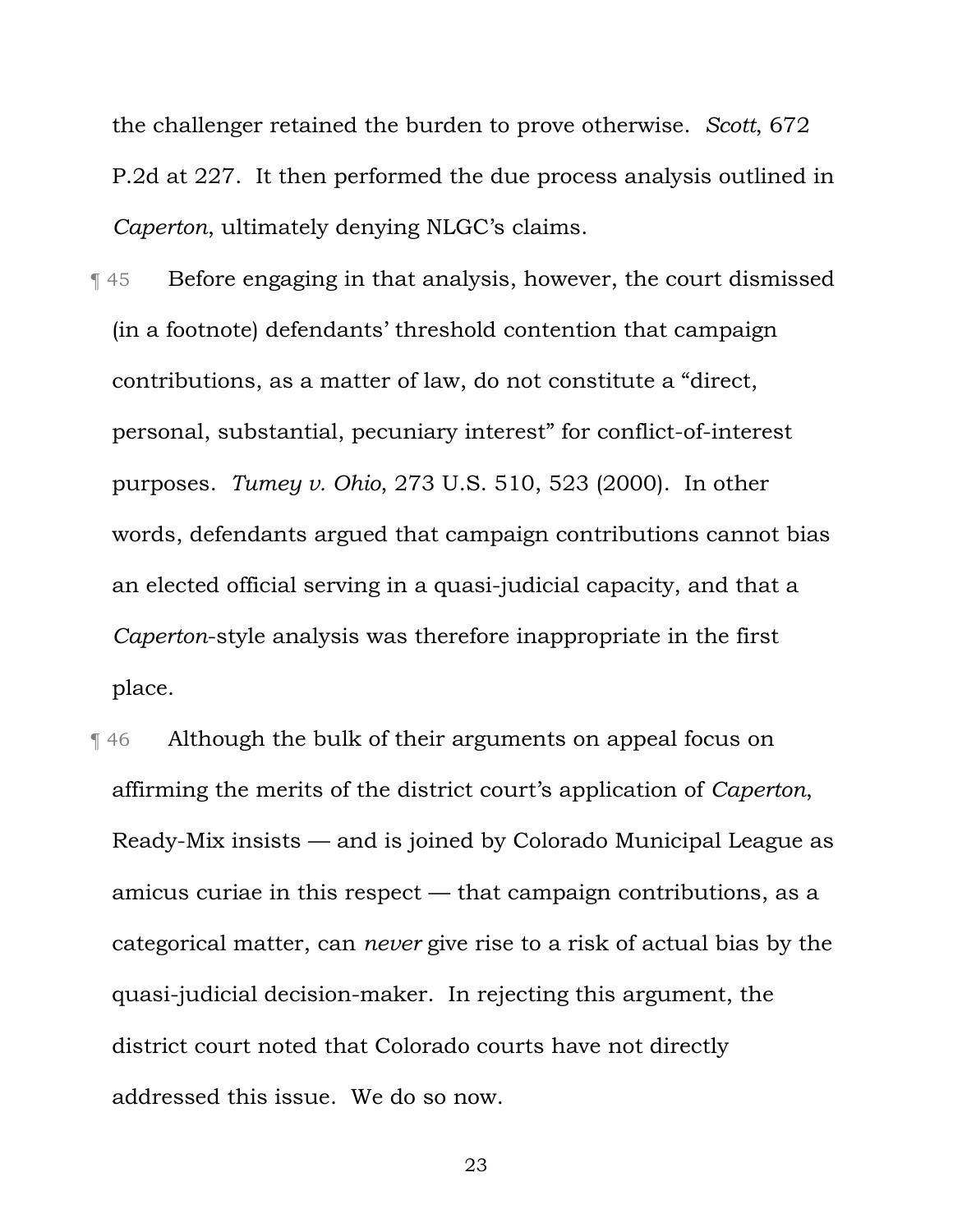the challenger retained the burden to prove otherwise. *Scott*, 672 P.2d at 227. It then performed the due process analysis outlined in *Caperton*, ultimately denying NLGC's claims.

¶ 45 Before engaging in that analysis, however, the court dismissed (in a footnote) defendants' threshold contention that campaign contributions, as a matter of law, do not constitute a "direct, personal, substantial, pecuniary interest" for conflict-of-interest purposes. *Tumey v. Ohio*, 273 U.S. 510, 523 (2000). In other words, defendants argued that campaign contributions cannot bias an elected official serving in a quasi-judicial capacity, and that a *Caperton*-style analysis was therefore inappropriate in the first place.

¶ 46 Although the bulk of their arguments on appeal focus on affirming the merits of the district court's application of *Caperton*, Ready-Mix insists — and is joined by Colorado Municipal League as amicus curiae in this respect — that campaign contributions, as a categorical matter, can *never* give rise to a risk of actual bias by the quasi-judicial decision-maker. In rejecting this argument, the district court noted that Colorado courts have not directly addressed this issue. We do so now.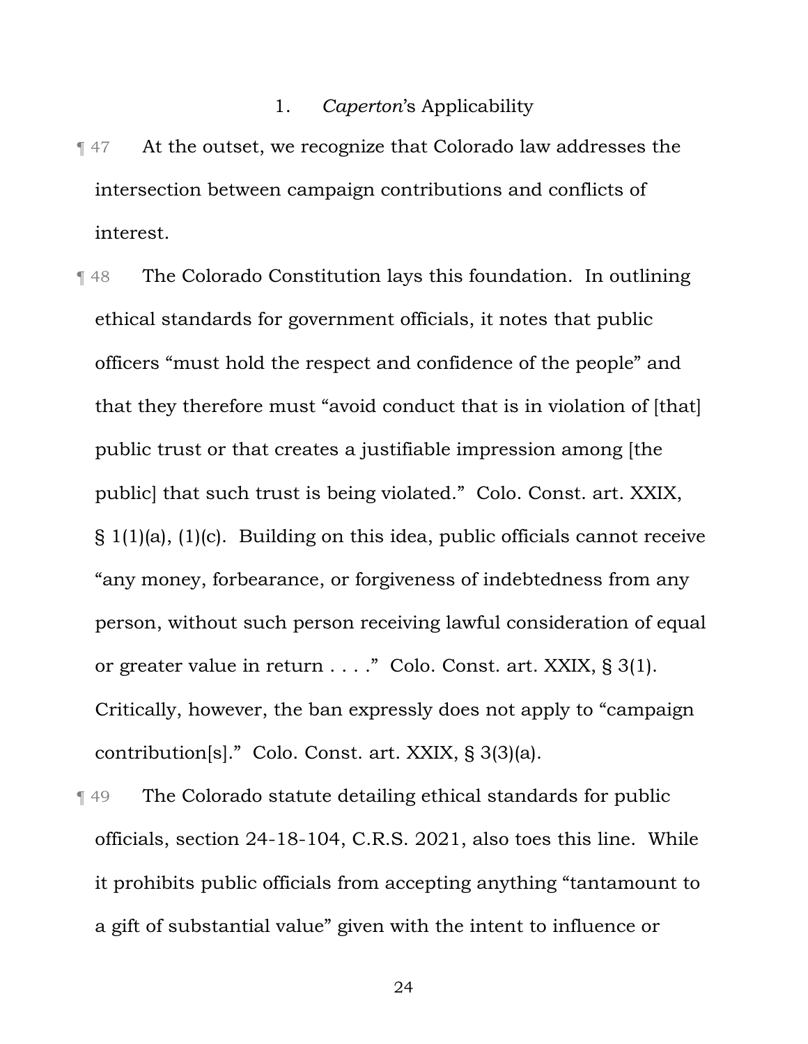### 1. *Caperton*'s Applicability

¶ 47 At the outset, we recognize that Colorado law addresses the intersection between campaign contributions and conflicts of interest.

¶ 48 The Colorado Constitution lays this foundation. In outlining ethical standards for government officials, it notes that public officers "must hold the respect and confidence of the people" and that they therefore must "avoid conduct that is in violation of [that] public trust or that creates a justifiable impression among [the public] that such trust is being violated." Colo. Const. art. XXIX, § 1(1)(a), (1)(c). Building on this idea, public officials cannot receive "any money, forbearance, or forgiveness of indebtedness from any person, without such person receiving lawful consideration of equal or greater value in return . . . ." Colo. Const. art. XXIX, § 3(1). Critically, however, the ban expressly does not apply to "campaign contribution[s]." Colo. Const. art. XXIX, § 3(3)(a).

¶ 49 The Colorado statute detailing ethical standards for public officials, section 24-18-104, C.R.S. 2021, also toes this line. While it prohibits public officials from accepting anything "tantamount to a gift of substantial value" given with the intent to influence or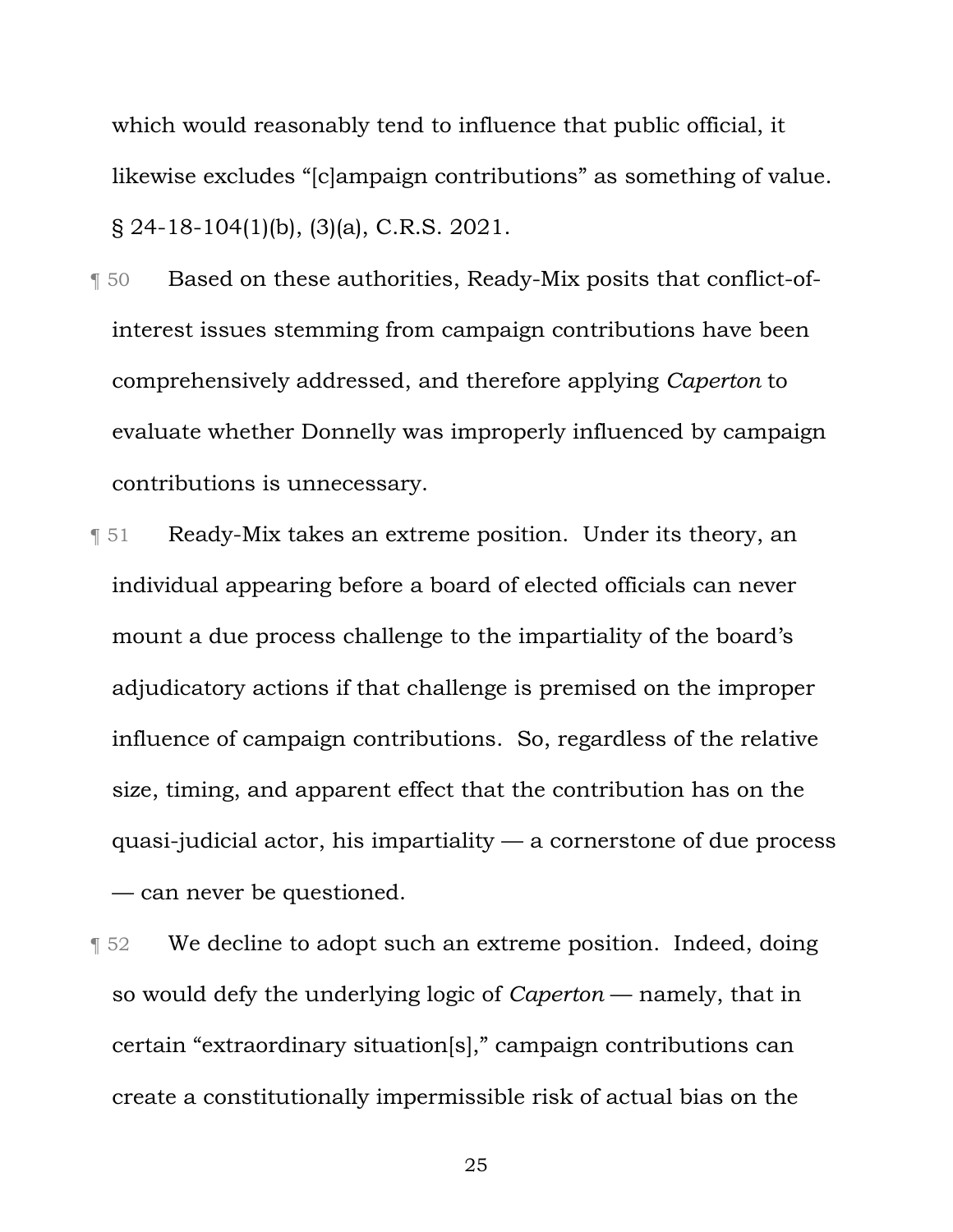which would reasonably tend to influence that public official, it likewise excludes "[c]ampaign contributions" as something of value. § 24-18-104(1)(b), (3)(a), C.R.S. 2021.

¶ 50 Based on these authorities, Ready-Mix posits that conflict-of-interest issues stemming from campaign contributions have been comprehensively addressed, and therefore applying *Caperton* to evaluate whether Donnelly was improperly influenced by campaign contributions is unnecessary.

¶ 51 Ready-Mix takes an extreme position. Under its theory, an individual appearing before a board of elected officials can never mount a due process challenge to the impartiality of the board's adjudicatory actions if that challenge is premised on the improper influence of campaign contributions. So, regardless of the relative size, timing, and apparent effect that the contribution has on the quasi-judicial actor, his impartiality — a cornerstone of due process — can never be questioned.

¶ 52 We decline to adopt such an extreme position. Indeed, doing so would defy the underlying logic of *Caperton* — namely, that in certain "extraordinary situation[s]," campaign contributions can create a constitutionally impermissible risk of actual bias on the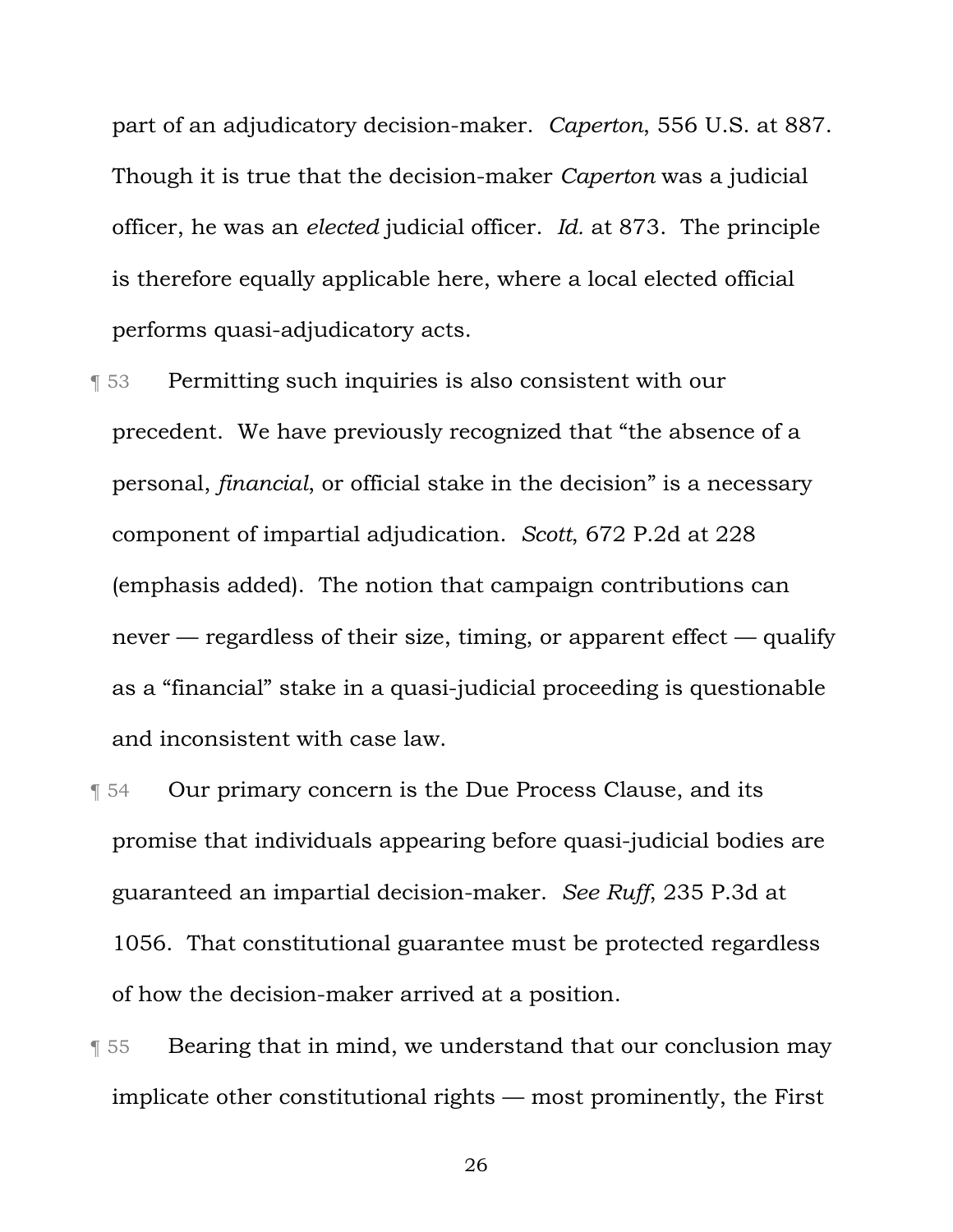part of an adjudicatory decision-maker. *Caperton*, 556 U.S. at 887. Though it is true that the decision-maker *Caperton* was a judicial officer, he was an *elected* judicial officer. *Id.* at 873. The principle is therefore equally applicable here, where a local elected official performs quasi-adjudicatory acts.

¶ 53 Permitting such inquiries is also consistent with our precedent. We have previously recognized that "the absence of a personal, *financial*, or official stake in the decision" is a necessary component of impartial adjudication. *Scott*, 672 P.2d at 228 (emphasis added). The notion that campaign contributions can never — regardless of their size, timing, or apparent effect — qualify as a "financial" stake in a quasi-judicial proceeding is questionable and inconsistent with case law.

¶ 54 Our primary concern is the Due Process Clause, and its promise that individuals appearing before quasi-judicial bodies are guaranteed an impartial decision-maker. *See Ruff*, 235 P.3d at 1056. That constitutional guarantee must be protected regardless of how the decision-maker arrived at a position.

¶ 55 Bearing that in mind, we understand that our conclusion may implicate other constitutional rights — most prominently, the First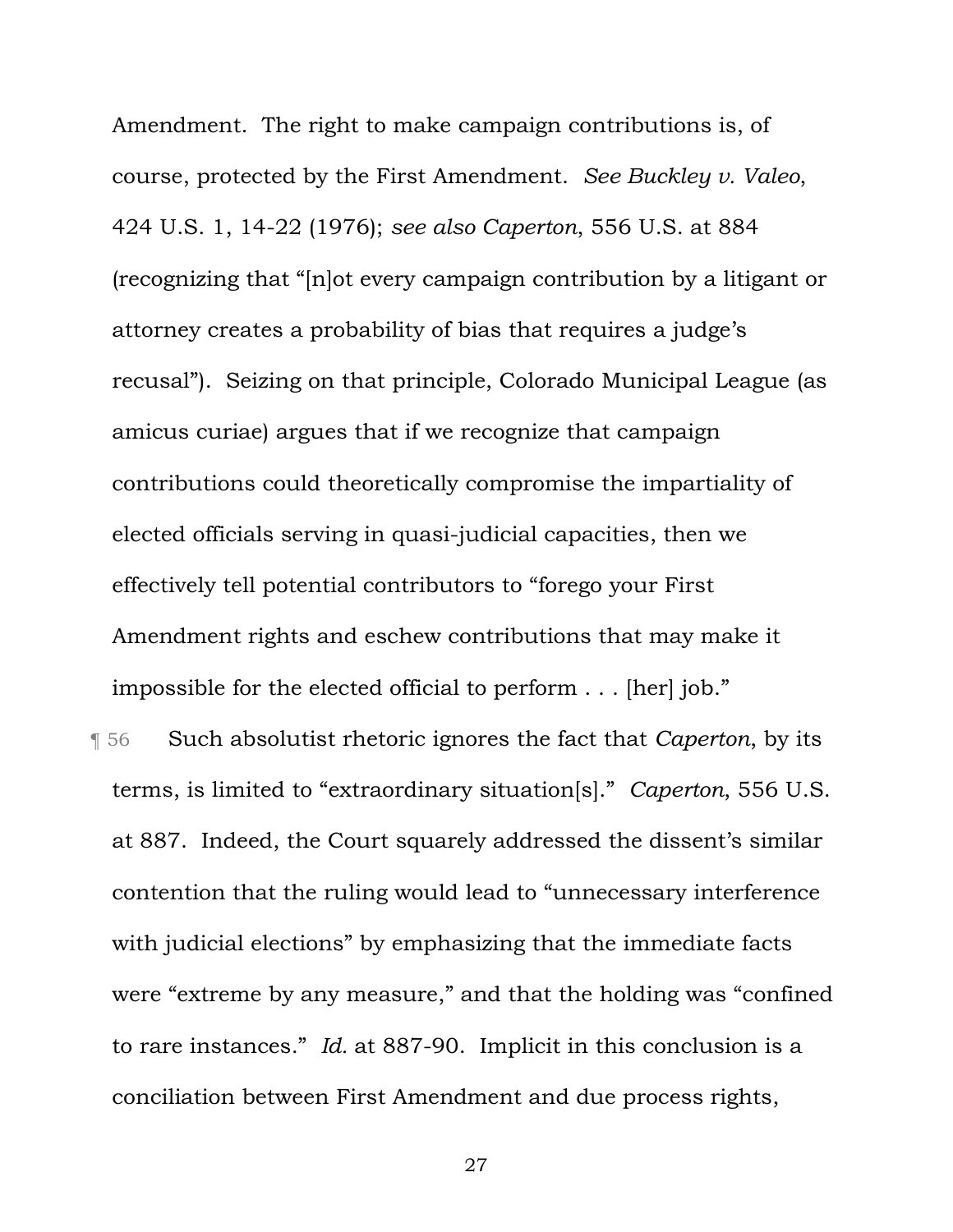Amendment. The right to make campaign contributions is, of course, protected by the First Amendment. *See Buckley v. Valeo*, 424 U.S. 1, 14-22 (1976); *see also Caperton*, 556 U.S. at 884 (recognizing that "[n]ot every campaign contribution by a litigant or attorney creates a probability of bias that requires a judge's recusal"). Seizing on that principle, Colorado Municipal League (as amicus curiae) argues that if we recognize that campaign contributions could theoretically compromise the impartiality of elected officials serving in quasi-judicial capacities, then we effectively tell potential contributors to "forego your First Amendment rights and eschew contributions that may make it impossible for the elected official to perform . . . [her] job."

¶ 56 Such absolutist rhetoric ignores the fact that *Caperton*, by its terms, is limited to "extraordinary situation[s]." *Caperton*, 556 U.S. at 887. Indeed, the Court squarely addressed the dissent's similar contention that the ruling would lead to "unnecessary interference with judicial elections" by emphasizing that the immediate facts were "extreme by any measure," and that the holding was "confined to rare instances." *Id.* at 887-90. Implicit in this conclusion is a conciliation between First Amendment and due process rights,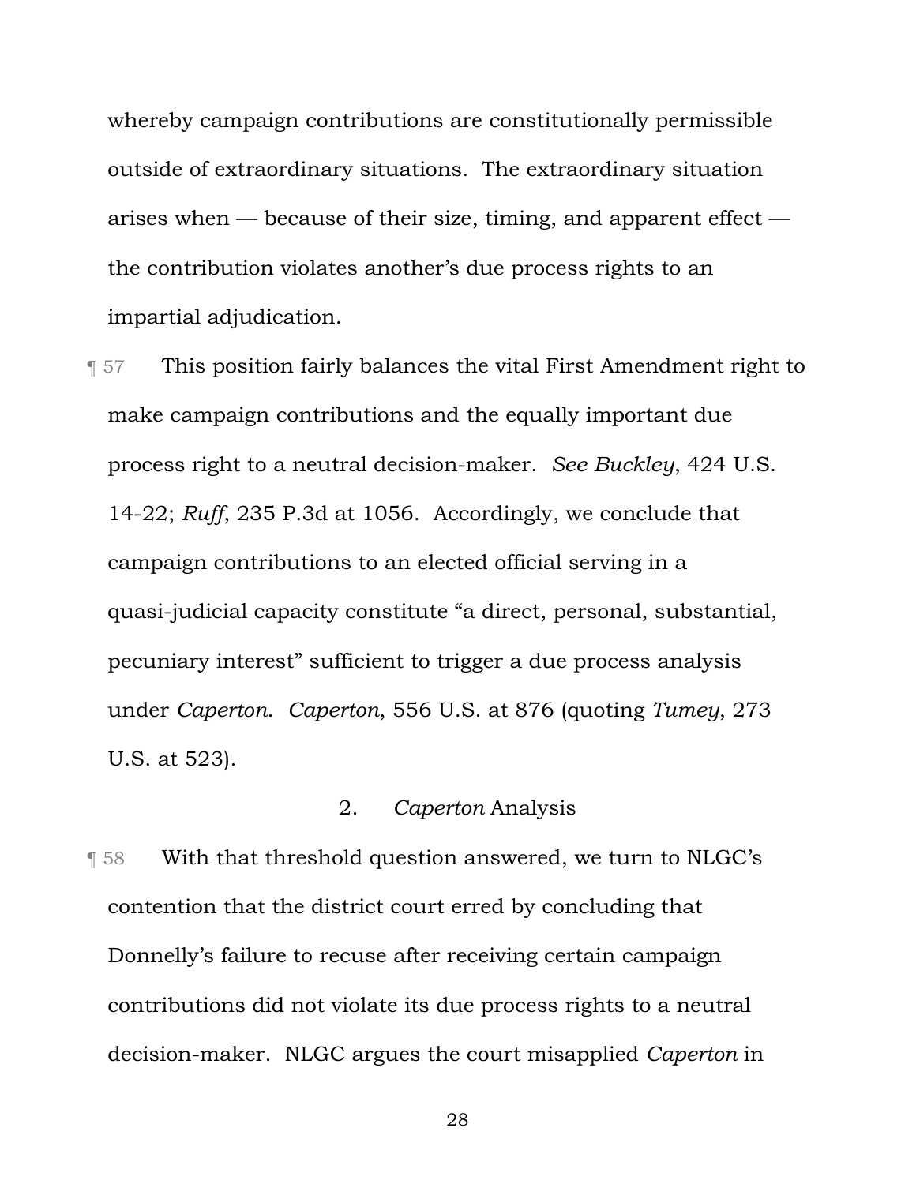whereby campaign contributions are constitutionally permissible outside of extraordinary situations. The extraordinary situation arises when — because of their size, timing, and apparent effect — the contribution violates another's due process rights to an impartial adjudication.

¶ 57 This position fairly balances the vital First Amendment right to make campaign contributions and the equally important due process right to a neutral decision-maker. *See Buckley*, 424 U.S. 14-22; *Ruff*, 235 P.3d at 1056. Accordingly, we conclude that campaign contributions to an elected official serving in a quasi-judicial capacity constitute "a direct, personal, substantial, pecuniary interest" sufficient to trigger a due process analysis under *Caperton*. *Caperton*, 556 U.S. at 876 (quoting *Tumey*, 273 U.S. at 523).

### 2. *Caperton* Analysis

¶ 58 With that threshold question answered, we turn to NLGC's contention that the district court erred by concluding that Donnelly's failure to recuse after receiving certain campaign contributions did not violate its due process rights to a neutral decision-maker. NLGC argues the court misapplied *Caperton* in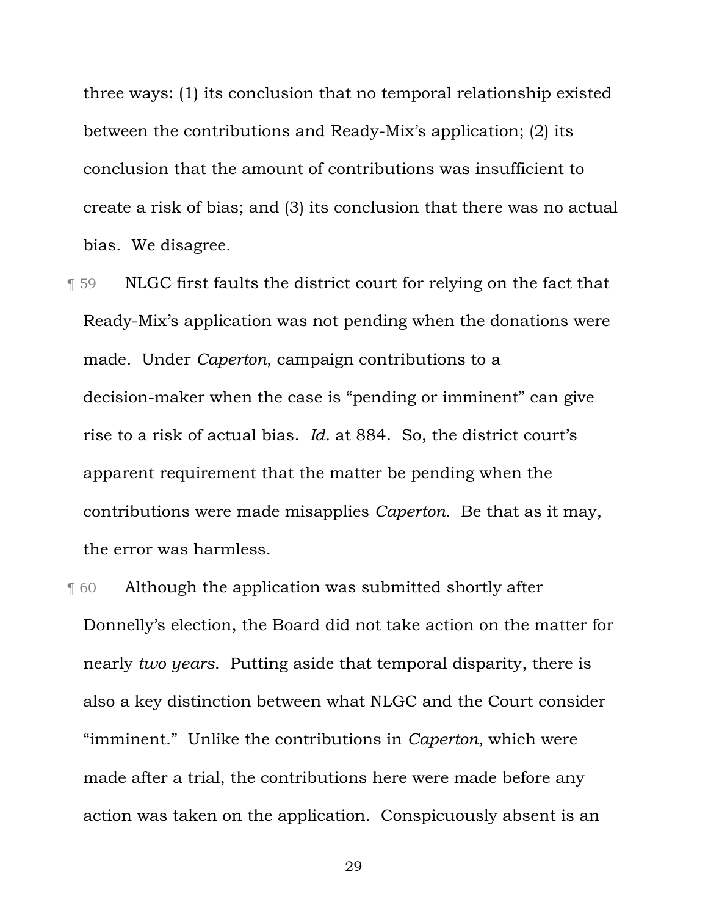three ways: (1) its conclusion that no temporal relationship existed between the contributions and Ready-Mix's application; (2) its conclusion that the amount of contributions was insufficient to create a risk of bias; and (3) its conclusion that there was no actual bias. We disagree.

¶ 59 NLGC first faults the district court for relying on the fact that Ready-Mix's application was not pending when the donations were made. Under *Caperton*, campaign contributions to a decision-maker when the case is "pending or imminent" can give rise to a risk of actual bias. *Id.* at 884. So, the district court's apparent requirement that the matter be pending when the contributions were made misapplies *Caperton*. Be that as it may, the error was harmless.

¶ 60 Although the application was submitted shortly after Donnelly's election, the Board did not take action on the matter for nearly *two years*. Putting aside that temporal disparity, there is also a key distinction between what NLGC and the Court consider "imminent." Unlike the contributions in *Caperton*, which were made after a trial, the contributions here were made before any action was taken on the application. Conspicuously absent is an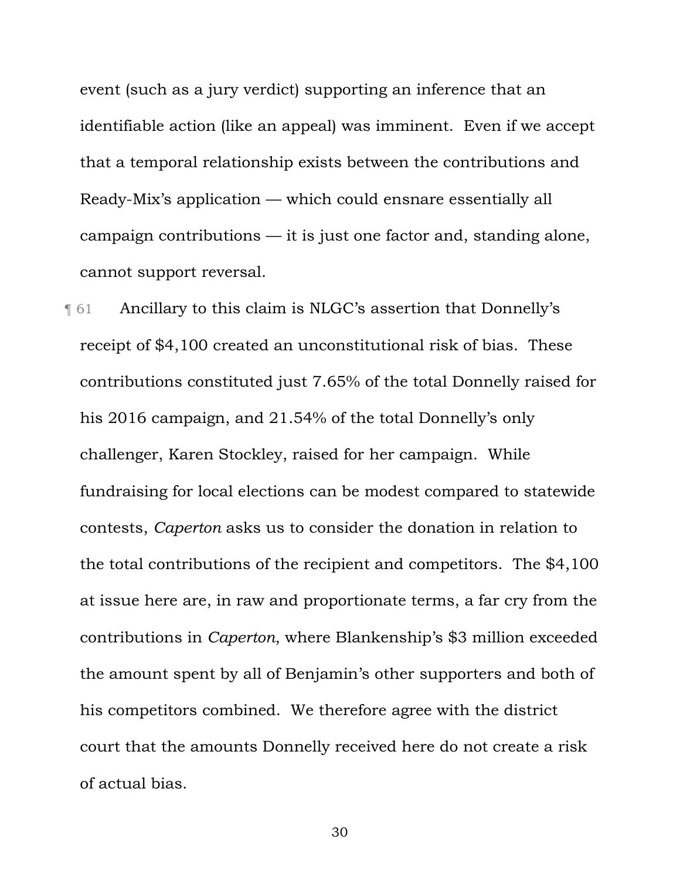event (such as a jury verdict) supporting an inference that an identifiable action (like an appeal) was imminent. Even if we accept that a temporal relationship exists between the contributions and Ready-Mix's application — which could ensnare essentially all campaign contributions — it is just one factor and, standing alone, cannot support reversal.

¶ 61 Ancillary to this claim is NLGC's assertion that Donnelly's receipt of $4,100 created an unconstitutional risk of bias. These contributions constituted just 7.65% of the total Donnelly raised for his 2016 campaign, and 21.54% of the total Donnelly's only challenger, Karen Stockley, raised for her campaign. While fundraising for local elections can be modest compared to statewide contests, *Caperton* asks us to consider the donation in relation to the total contributions of the recipient and competitors. The $4,100 at issue here are, in raw and proportionate terms, a far cry from the contributions in *Caperton*, where Blankenship's $3 million exceeded the amount spent by all of Benjamin's other supporters and both of his competitors combined. We therefore agree with the district court that the amounts Donnelly received here do not create a risk of actual bias.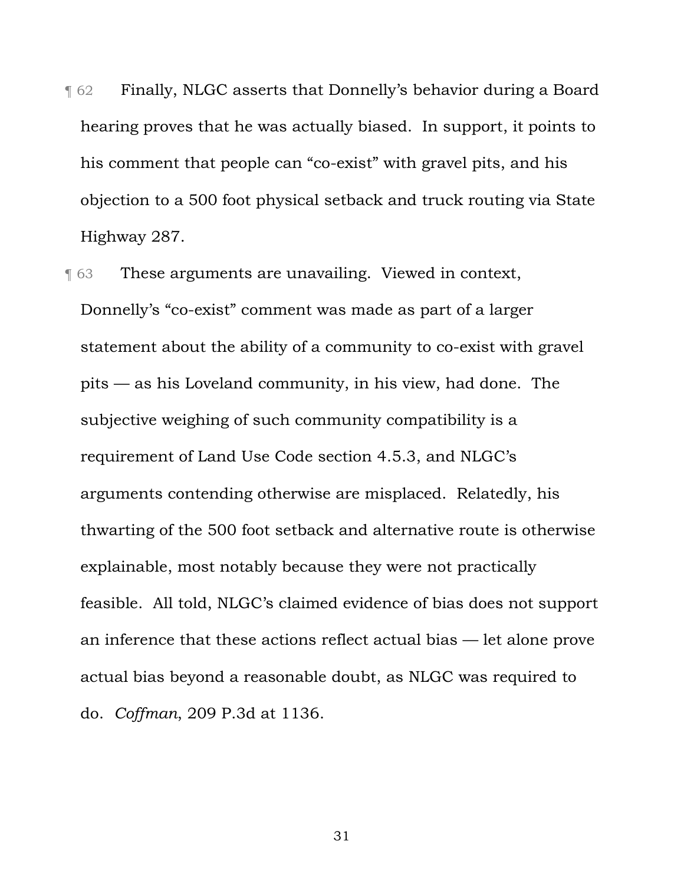¶ 62 Finally, NLGC asserts that Donnelly's behavior during a Board hearing proves that he was actually biased. In support, it points to his comment that people can "co-exist" with gravel pits, and his objection to a 500 foot physical setback and truck routing via State Highway 287.

¶ 63 These arguments are unavailing. Viewed in context, Donnelly's "co-exist" comment was made as part of a larger statement about the ability of a community to co-exist with gravel pits — as his Loveland community, in his view, had done. The subjective weighing of such community compatibility is a requirement of Land Use Code section 4.5.3, and NLGC's arguments contending otherwise are misplaced. Relatedly, his thwarting of the 500 foot setback and alternative route is otherwise explainable, most notably because they were not practically feasible. All told, NLGC's claimed evidence of bias does not support an inference that these actions reflect actual bias — let alone prove actual bias beyond a reasonable doubt, as NLGC was required to do. *Coffman*, 209 P.3d at 1136.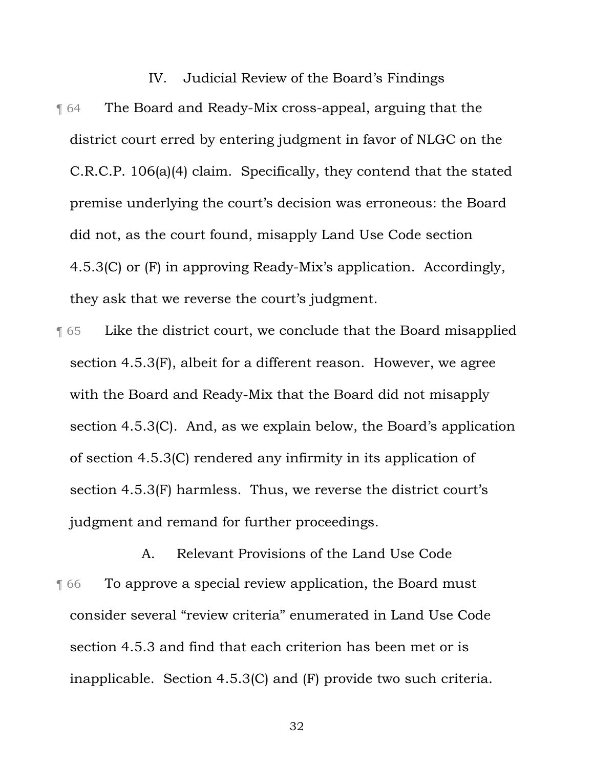## IV. Judicial Review of the Board's Findings

¶ 64 The Board and Ready-Mix cross-appeal, arguing that the district court erred by entering judgment in favor of NLGC on the C.R.C.P. 106(a)(4) claim. Specifically, they contend that the stated premise underlying the court's decision was erroneous: the Board did not, as the court found, misapply Land Use Code section 4.5.3(C) or (F) in approving Ready-Mix's application. Accordingly, they ask that we reverse the court's judgment.

¶ 65 Like the district court, we conclude that the Board misapplied section 4.5.3(F), albeit for a different reason. However, we agree with the Board and Ready-Mix that the Board did not misapply section 4.5.3(C). And, as we explain below, the Board's application of section 4.5.3(C) rendered any infirmity in its application of section 4.5.3(F) harmless. Thus, we reverse the district court's judgment and remand for further proceedings.

### A. Relevant Provisions of the Land Use Code

¶ 66 To approve a special review application, the Board must consider several "review criteria" enumerated in Land Use Code section 4.5.3 and find that each criterion has been met or is inapplicable. Section 4.5.3(C) and (F) provide two such criteria.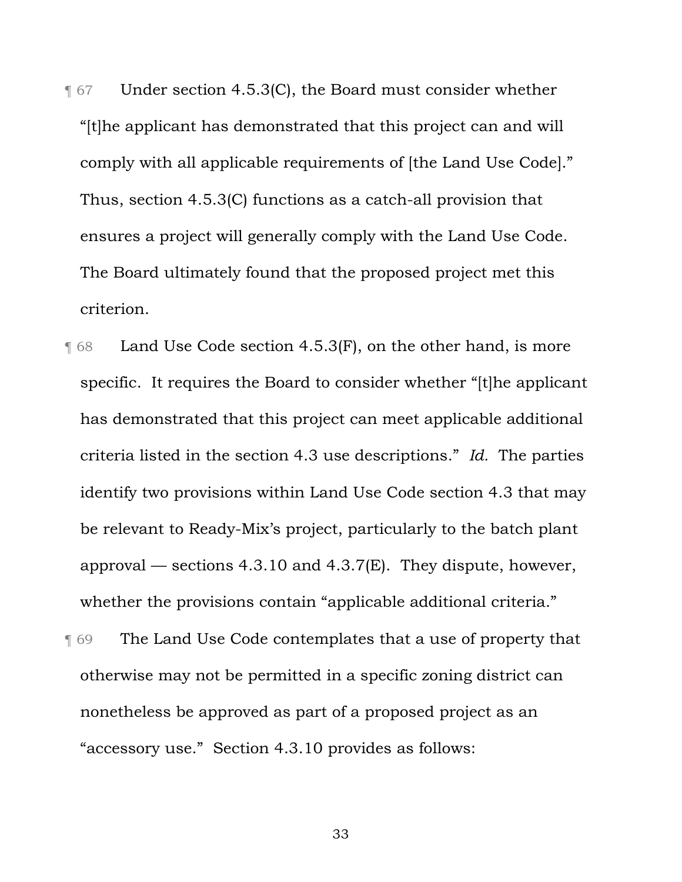¶ 67 Under section 4.5.3(C), the Board must consider whether "[t]he applicant has demonstrated that this project can and will comply with all applicable requirements of [the Land Use Code]." Thus, section 4.5.3(C) functions as a catch-all provision that ensures a project will generally comply with the Land Use Code. The Board ultimately found that the proposed project met this criterion.

¶ 68 Land Use Code section 4.5.3(F), on the other hand, is more specific. It requires the Board to consider whether "[t]he applicant has demonstrated that this project can meet applicable additional criteria listed in the section 4.3 use descriptions." *Id.* The parties identify two provisions within Land Use Code section 4.3 that may be relevant to Ready-Mix's project, particularly to the batch plant approval — sections 4.3.10 and 4.3.7(E). They dispute, however, whether the provisions contain "applicable additional criteria."

¶ 69 The Land Use Code contemplates that a use of property that otherwise may not be permitted in a specific zoning district can nonetheless be approved as part of a proposed project as an "accessory use." Section 4.3.10 provides as follows: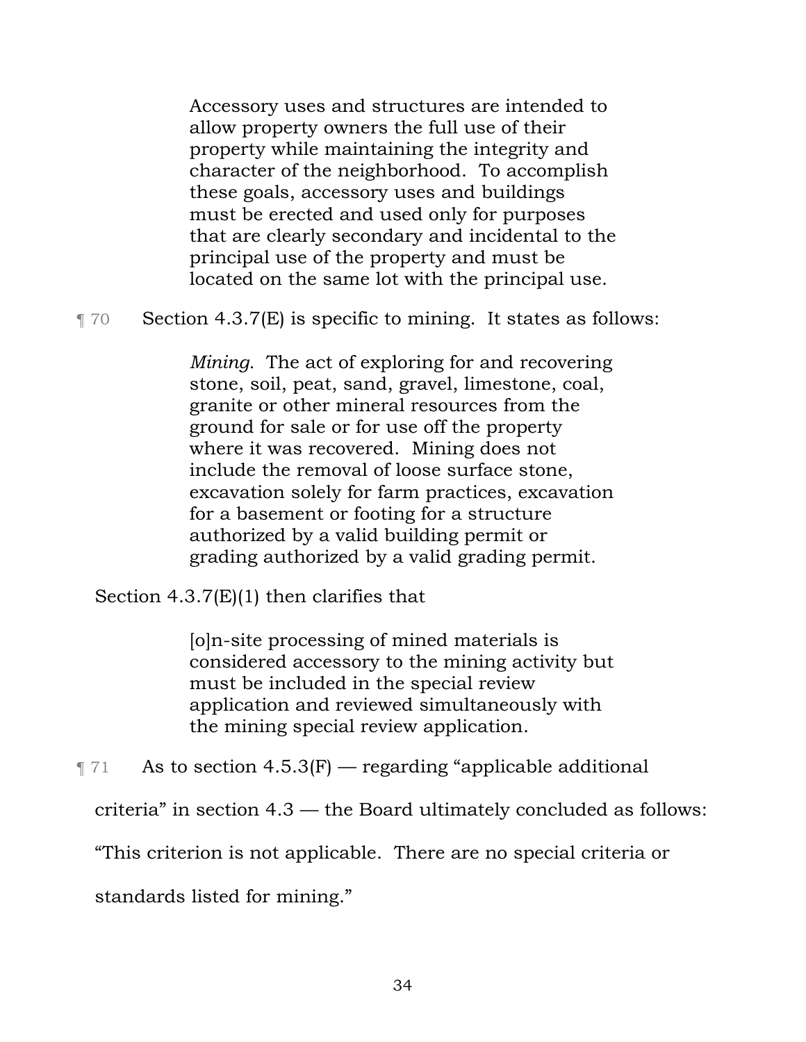> Accessory uses and structures are intended to allow property owners the full use of their property while maintaining the integrity and character of the neighborhood. To accomplish these goals, accessory uses and buildings must be erected and used only for purposes that are clearly secondary and incidental to the principal use of the property and must be located on the same lot with the principal use.

¶ 70 Section 4.3.7(E) is specific to mining. It states as follows:

> *Mining.* The act of exploring for and recovering stone, soil, peat, sand, gravel, limestone, coal, granite or other mineral resources from the ground for sale or for use off the property where it was recovered. Mining does not include the removal of loose surface stone, excavation solely for farm practices, excavation for a basement or footing for a structure authorized by a valid building permit or grading authorized by a valid grading permit.

Section 4.3.7(E)(1) then clarifies that

> [o]n-site processing of mined materials is considered accessory to the mining activity but must be included in the special review application and reviewed simultaneously with the mining special review application.

¶ 71 As to section 4.5.3(F) — regarding "applicable additional criteria" in section 4.3 — the Board ultimately concluded as follows: "This criterion is not applicable. There are no special criteria or standards listed for mining."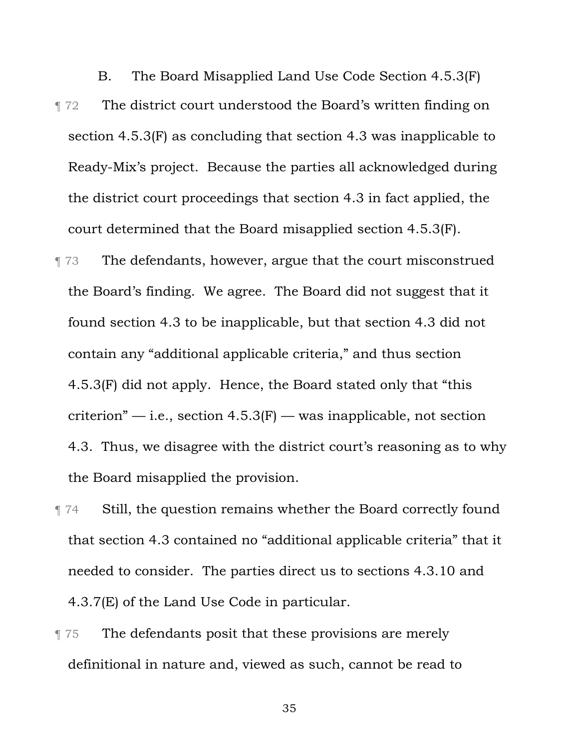### B. The Board Misapplied Land Use Code Section 4.5.3(F)

¶ 72 The district court understood the Board's written finding on section 4.5.3(F) as concluding that section 4.3 was inapplicable to Ready-Mix's project. Because the parties all acknowledged during the district court proceedings that section 4.3 in fact applied, the court determined that the Board misapplied section 4.5.3(F).

¶ 73 The defendants, however, argue that the court misconstrued the Board's finding. We agree. The Board did not suggest that it found section 4.3 to be inapplicable, but that section 4.3 did not contain any "additional applicable criteria," and thus section 4.5.3(F) did not apply. Hence, the Board stated only that "this criterion" — i.e., section 4.5.3(F) — was inapplicable, not section 4.3. Thus, we disagree with the district court's reasoning as to why the Board misapplied the provision.

¶ 74 Still, the question remains whether the Board correctly found that section 4.3 contained no "additional applicable criteria" that it needed to consider. The parties direct us to sections 4.3.10 and 4.3.7(E) of the Land Use Code in particular.

¶ 75 The defendants posit that these provisions are merely definitional in nature and, viewed as such, cannot be read to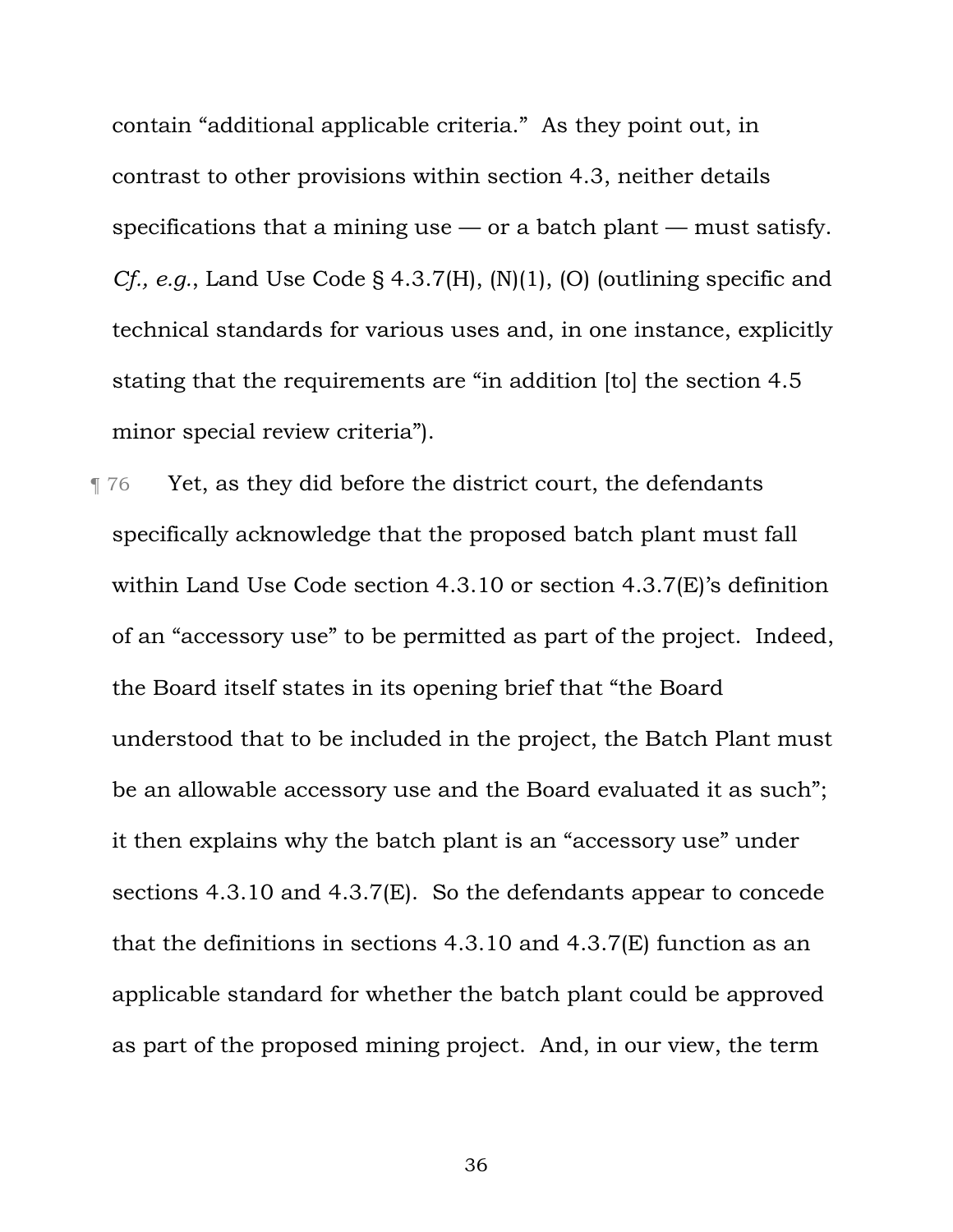contain "additional applicable criteria." As they point out, in contrast to other provisions within section 4.3, neither details specifications that a mining use — or a batch plant — must satisfy. *Cf., e.g.*, Land Use Code § 4.3.7(H), (N)(1), (O) (outlining specific and technical standards for various uses and, in one instance, explicitly stating that the requirements are "in addition [to] the section 4.5 minor special review criteria").

¶ 76 Yet, as they did before the district court, the defendants specifically acknowledge that the proposed batch plant must fall within Land Use Code section 4.3.10 or section 4.3.7(E)'s definition of an "accessory use" to be permitted as part of the project. Indeed, the Board itself states in its opening brief that "the Board understood that to be included in the project, the Batch Plant must be an allowable accessory use and the Board evaluated it as such"; it then explains why the batch plant is an "accessory use" under sections 4.3.10 and 4.3.7(E). So the defendants appear to concede that the definitions in sections 4.3.10 and 4.3.7(E) function as an applicable standard for whether the batch plant could be approved as part of the proposed mining project. And, in our view, the term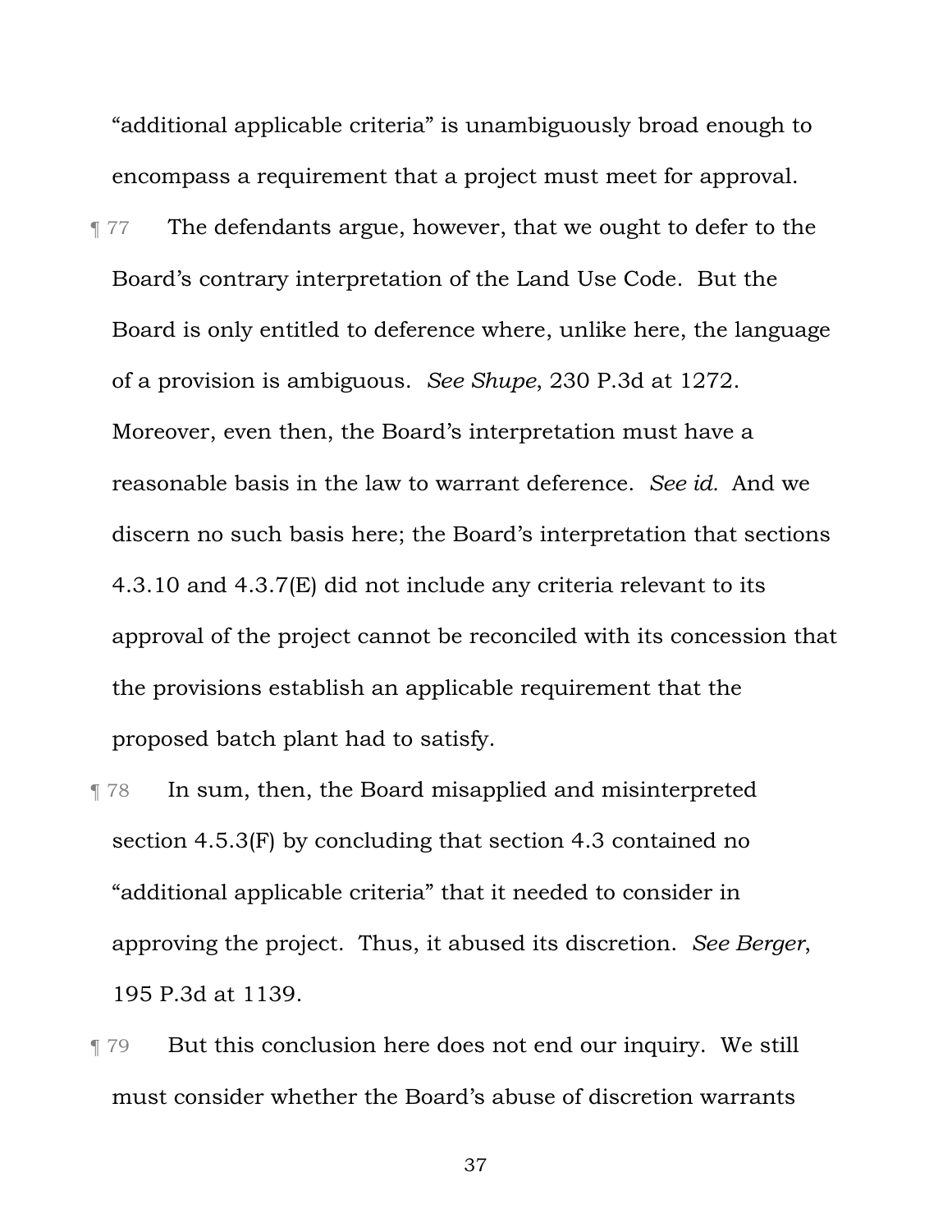"additional applicable criteria" is unambiguously broad enough to encompass a requirement that a project must meet for approval.

¶ 77 The defendants argue, however, that we ought to defer to the Board's contrary interpretation of the Land Use Code. But the Board is only entitled to deference where, unlike here, the language of a provision is ambiguous. *See Shupe*, 230 P.3d at 1272. Moreover, even then, the Board's interpretation must have a reasonable basis in the law to warrant deference. *See id.* And we discern no such basis here; the Board's interpretation that sections 4.3.10 and 4.3.7(E) did not include any criteria relevant to its approval of the project cannot be reconciled with its concession that the provisions establish an applicable requirement that the proposed batch plant had to satisfy.

¶ 78 In sum, then, the Board misapplied and misinterpreted section 4.5.3(F) by concluding that section 4.3 contained no "additional applicable criteria" that it needed to consider in approving the project. Thus, it abused its discretion. *See Berger*, 195 P.3d at 1139.

¶ 79 But this conclusion here does not end our inquiry. We still must consider whether the Board's abuse of discretion warrants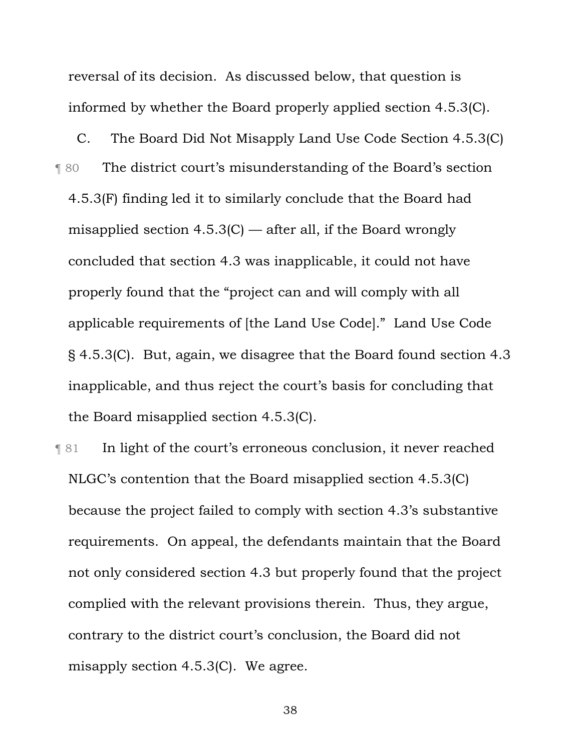reversal of its decision. As discussed below, that question is informed by whether the Board properly applied section 4.5.3(C).

### C. The Board Did Not Misapply Land Use Code Section 4.5.3(C)

¶ 80 The district court's misunderstanding of the Board's section 4.5.3(F) finding led it to similarly conclude that the Board had misapplied section 4.5.3(C) — after all, if the Board wrongly concluded that section 4.3 was inapplicable, it could not have properly found that the "project can and will comply with all applicable requirements of [the Land Use Code]." Land Use Code § 4.5.3(C). But, again, we disagree that the Board found section 4.3 inapplicable, and thus reject the court's basis for concluding that the Board misapplied section 4.5.3(C).

¶ 81 In light of the court's erroneous conclusion, it never reached NLGC's contention that the Board misapplied section 4.5.3(C) because the project failed to comply with section 4.3's substantive requirements. On appeal, the defendants maintain that the Board not only considered section 4.3 but properly found that the project complied with the relevant provisions therein. Thus, they argue, contrary to the district court's conclusion, the Board did not misapply section 4.5.3(C). We agree.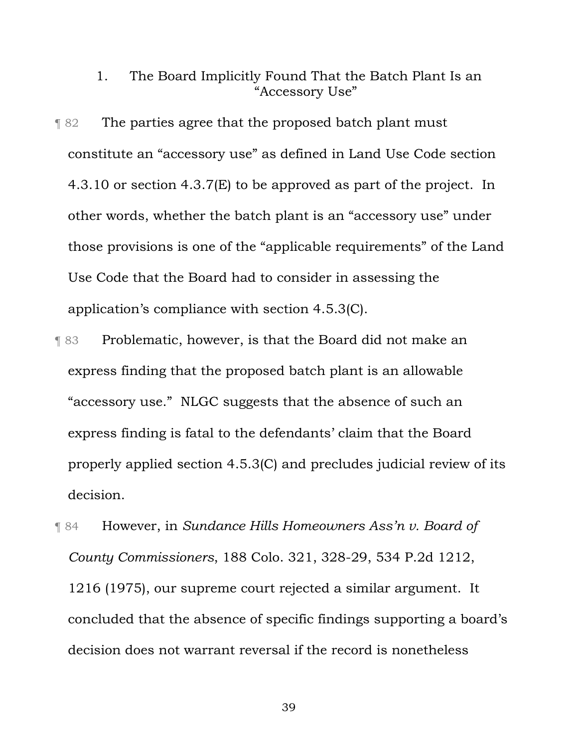### 1. The Board Implicitly Found That the Batch Plant Is an "Accessory Use"

¶ 82 The parties agree that the proposed batch plant must constitute an "accessory use" as defined in Land Use Code section 4.3.10 or section 4.3.7(E) to be approved as part of the project. In other words, whether the batch plant is an "accessory use" under those provisions is one of the "applicable requirements" of the Land Use Code that the Board had to consider in assessing the application's compliance with section 4.5.3(C).

¶ 83 Problematic, however, is that the Board did not make an express finding that the proposed batch plant is an allowable "accessory use." NLGC suggests that the absence of such an express finding is fatal to the defendants' claim that the Board properly applied section 4.5.3(C) and precludes judicial review of its decision.

¶ 84 However, in *Sundance Hills Homeowners Ass'n v. Board of County Commissioners*, 188 Colo. 321, 328-29, 534 P.2d 1212, 1216 (1975), our supreme court rejected a similar argument. It concluded that the absence of specific findings supporting a board's decision does not warrant reversal if the record is nonetheless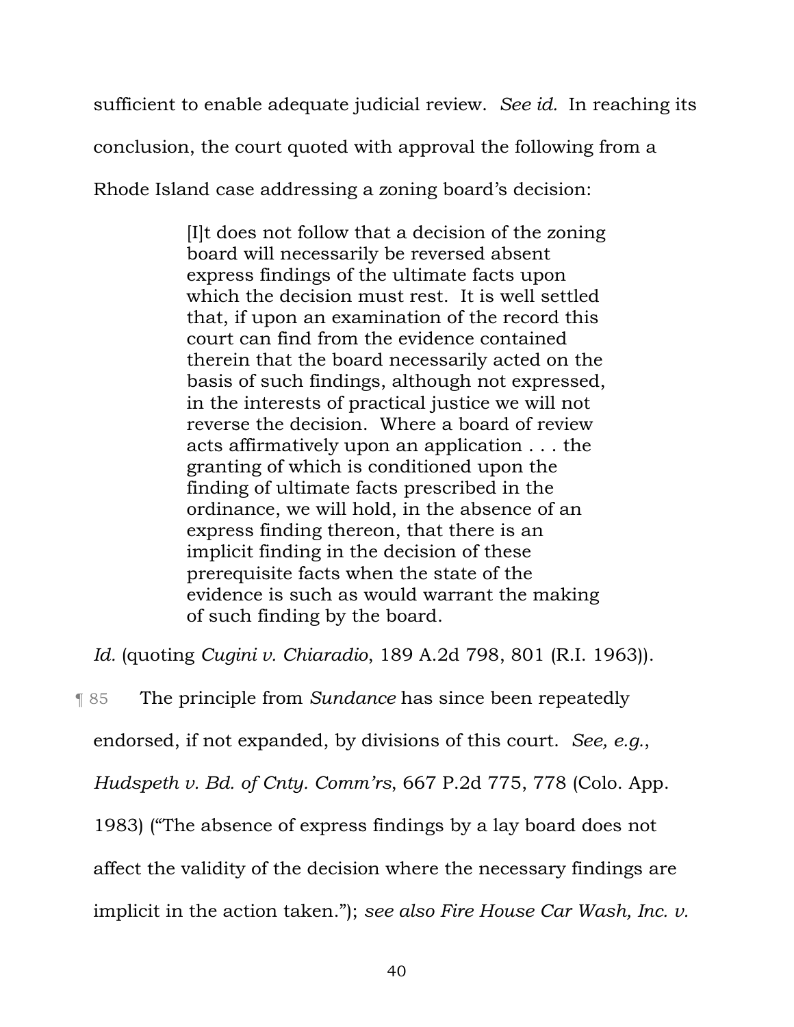sufficient to enable adequate judicial review. *See id.* In reaching its conclusion, the court quoted with approval the following from a Rhode Island case addressing a zoning board's decision:

> [I]t does not follow that a decision of the zoning board will necessarily be reversed absent express findings of the ultimate facts upon which the decision must rest. It is well settled that, if upon an examination of the record this court can find from the evidence contained therein that the board necessarily acted on the basis of such findings, although not expressed, in the interests of practical justice we will not reverse the decision. Where a board of review acts affirmatively upon an application . . . the granting of which is conditioned upon the finding of ultimate facts prescribed in the ordinance, we will hold, in the absence of an express finding thereon, that there is an implicit finding in the decision of these prerequisite facts when the state of the evidence is such as would warrant the making of such finding by the board.

*Id.* (quoting *Cugini v. Chiaradio*, 189 A.2d 798, 801 (R.I. 1963)).

¶ 85 The principle from *Sundance* has since been repeatedly endorsed, if not expanded, by divisions of this court. *See, e.g.*, *Hudspeth v. Bd. of Cnty. Comm'rs*, 667 P.2d 775, 778 (Colo. App. 1983) ("The absence of express findings by a lay board does not affect the validity of the decision where the necessary findings are implicit in the action taken."); *see also Fire House Car Wash, Inc. v.*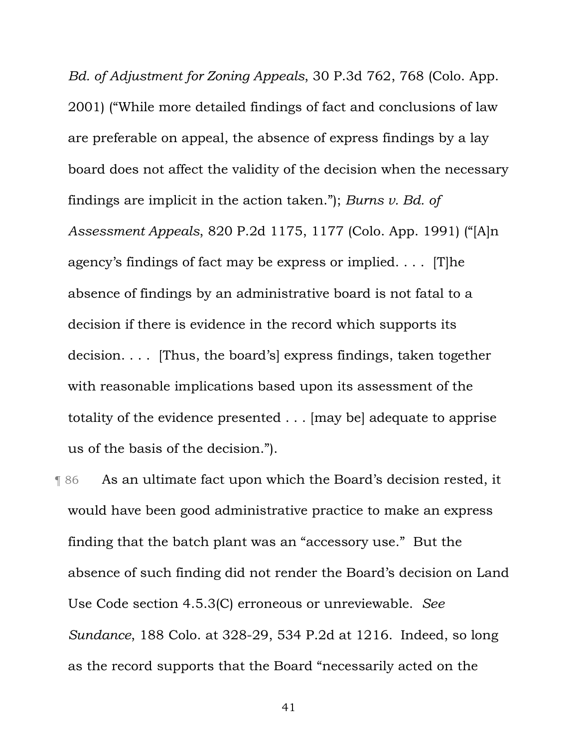*Bd. of Adjustment for Zoning Appeals*, 30 P.3d 762, 768 (Colo. App. 2001) ("While more detailed findings of fact and conclusions of law are preferable on appeal, the absence of express findings by a lay board does not affect the validity of the decision when the necessary findings are implicit in the action taken."); *Burns v. Bd. of Assessment Appeals*, 820 P.2d 1175, 1177 (Colo. App. 1991) ("[A]n agency's findings of fact may be express or implied. . . . [T]he absence of findings by an administrative board is not fatal to a decision if there is evidence in the record which supports its decision. . . . [Thus, the board's] express findings, taken together with reasonable implications based upon its assessment of the totality of the evidence presented . . . [may be] adequate to apprise us of the basis of the decision.").

¶ 86 As an ultimate fact upon which the Board's decision rested, it would have been good administrative practice to make an express finding that the batch plant was an "accessory use." But the absence of such finding did not render the Board's decision on Land Use Code section 4.5.3(C) erroneous or unreviewable. *See Sundance*, 188 Colo. at 328-29, 534 P.2d at 1216. Indeed, so long as the record supports that the Board "necessarily acted on the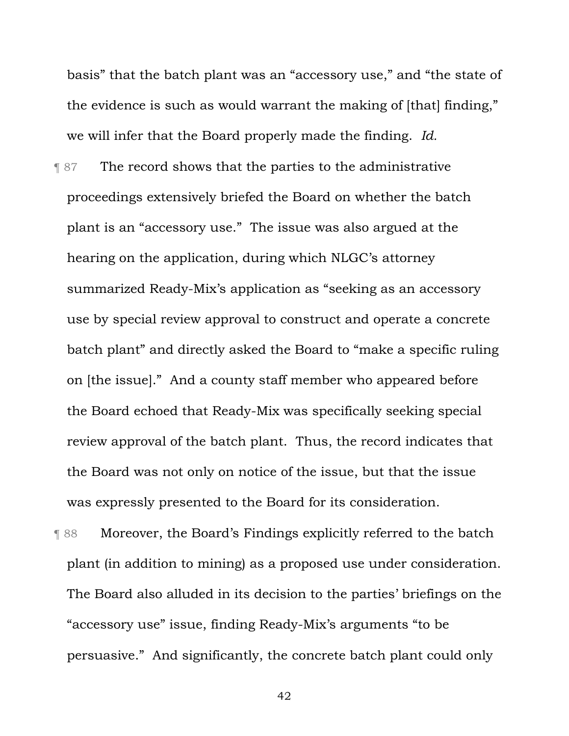basis" that the batch plant was an "accessory use," and "the state of the evidence is such as would warrant the making of [that] finding," we will infer that the Board properly made the finding. *Id.*

¶ 87 The record shows that the parties to the administrative proceedings extensively briefed the Board on whether the batch plant is an "accessory use." The issue was also argued at the hearing on the application, during which NLGC's attorney summarized Ready-Mix's application as "seeking as an accessory use by special review approval to construct and operate a concrete batch plant" and directly asked the Board to "make a specific ruling on [the issue]." And a county staff member who appeared before the Board echoed that Ready-Mix was specifically seeking special review approval of the batch plant. Thus, the record indicates that the Board was not only on notice of the issue, but that the issue was expressly presented to the Board for its consideration.

¶ 88 Moreover, the Board's Findings explicitly referred to the batch plant (in addition to mining) as a proposed use under consideration. The Board also alluded in its decision to the parties' briefings on the "accessory use" issue, finding Ready-Mix's arguments "to be persuasive." And significantly, the concrete batch plant could only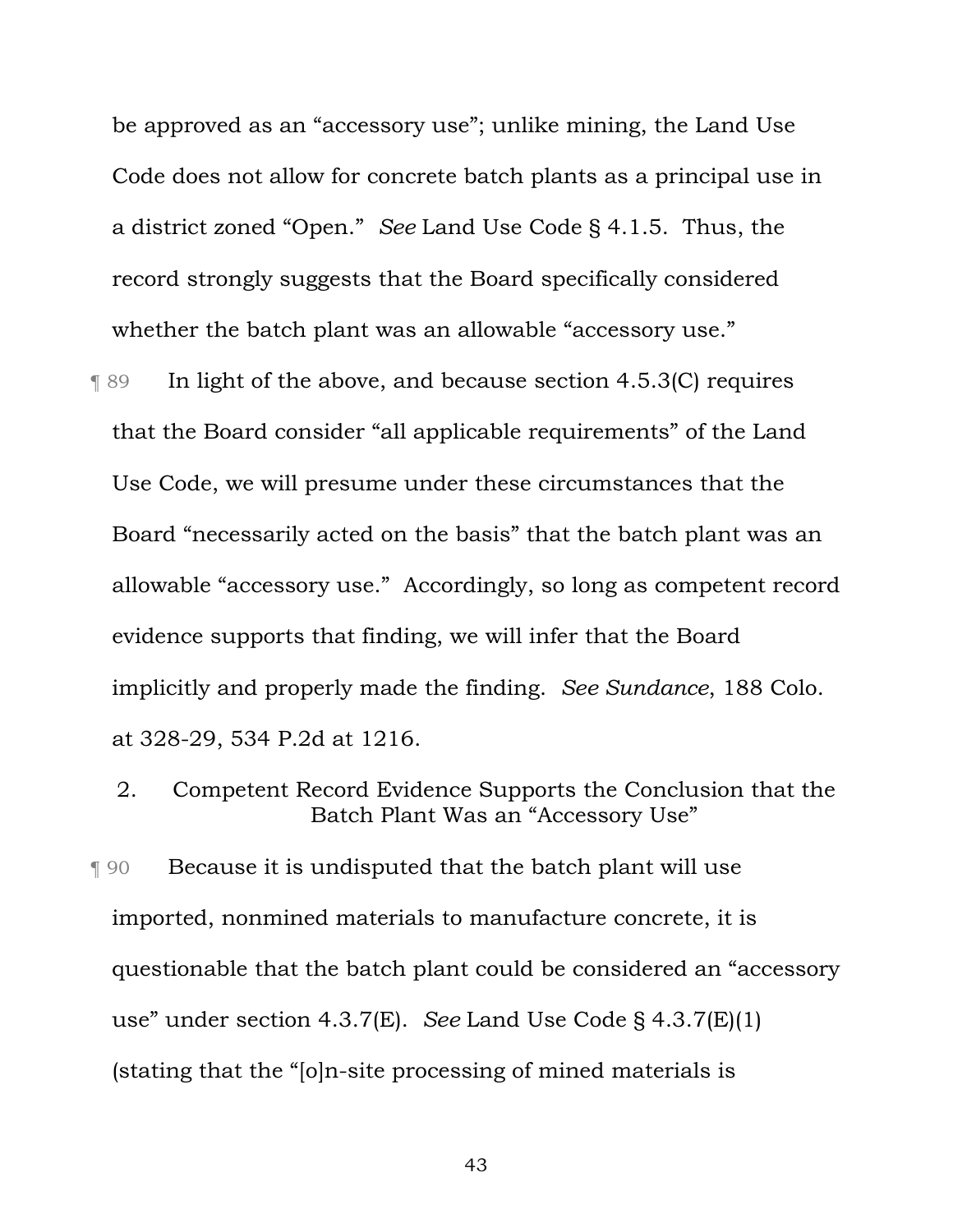be approved as an "accessory use"; unlike mining, the Land Use Code does not allow for concrete batch plants as a principal use in a district zoned "Open." *See* Land Use Code § 4.1.5. Thus, the record strongly suggests that the Board specifically considered whether the batch plant was an allowable "accessory use."

¶ 89 In light of the above, and because section 4.5.3(C) requires that the Board consider "all applicable requirements" of the Land Use Code, we will presume under these circumstances that the Board "necessarily acted on the basis" that the batch plant was an allowable "accessory use." Accordingly, so long as competent record evidence supports that finding, we will infer that the Board implicitly and properly made the finding. *See Sundance*, 188 Colo. at 328-29, 534 P.2d at 1216.

### 2. Competent Record Evidence Supports the Conclusion that the Batch Plant Was an "Accessory Use"

¶ 90 Because it is undisputed that the batch plant will use imported, nonmined materials to manufacture concrete, it is questionable that the batch plant could be considered an "accessory use" under section 4.3.7(E). *See* Land Use Code § 4.3.7(E)(1) (stating that the "[o]n-site processing of mined materials is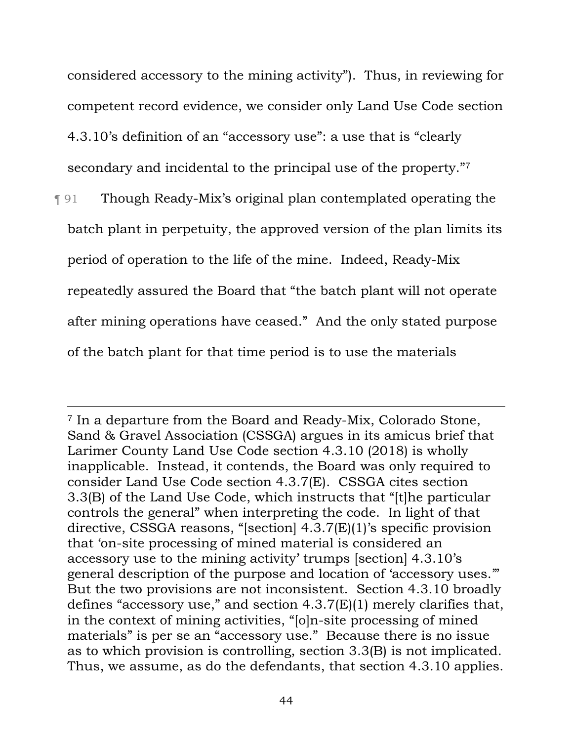considered accessory to the mining activity"). Thus, in reviewing for competent record evidence, we consider only Land Use Code section 4.3.10's definition of an "accessory use": a use that is "clearly secondary and incidental to the principal use of the property."[7]

¶ 91 Though Ready-Mix's original plan contemplated operating the batch plant in perpetuity, the approved version of the plan limits its period of operation to the life of the mine. Indeed, Ready-Mix repeatedly assured the Board that "the batch plant will not operate after mining operations have ceased." And the only stated purpose of the batch plant for that time period is to use the materials

---

[7] In a departure from the Board and Ready-Mix, Colorado Stone, Sand & Gravel Association (CSSGA) argues in its amicus brief that Larimer County Land Use Code section 4.3.10 (2018) is wholly inapplicable. Instead, it contends, the Board was only required to consider Land Use Code section 4.3.7(E). CSSGA cites section 3.3(B) of the Land Use Code, which instructs that "[t]he particular controls the general" when interpreting the code. In light of that directive, CSSGA reasons, "[section] 4.3.7(E)(1)'s specific provision that 'on-site processing of mined material is considered an accessory use to the mining activity' trumps [section] 4.3.10's general description of the purpose and location of 'accessory uses.'" But the two provisions are not inconsistent. Section 4.3.10 broadly defines "accessory use," and section 4.3.7(E)(1) merely clarifies that, in the context of mining activities, "[o]n-site processing of mined materials" is per se an "accessory use." Because there is no issue as to which provision is controlling, section 3.3(B) is not implicated. Thus, we assume, as do the defendants, that section 4.3.10 applies.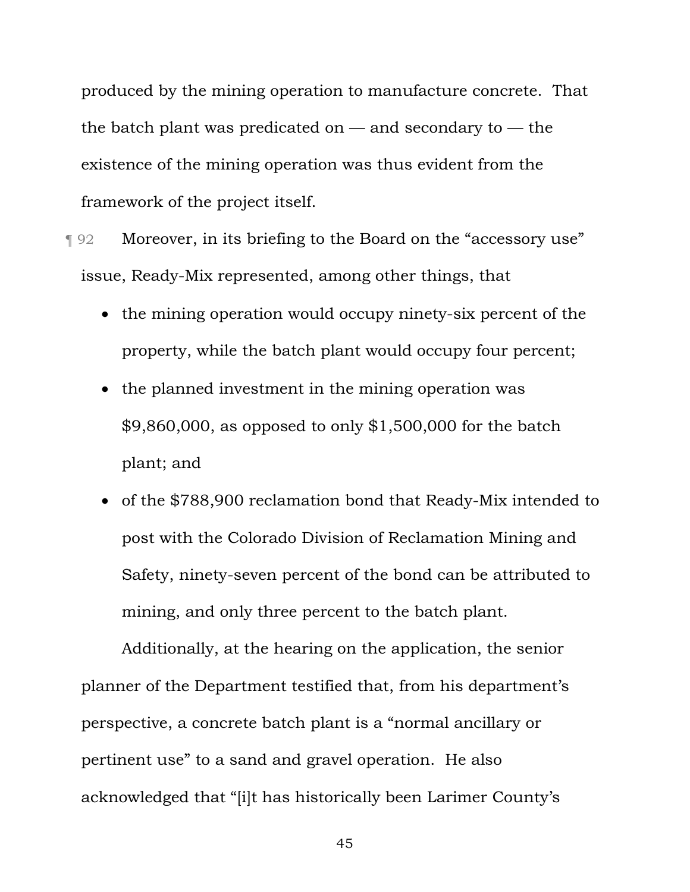produced by the mining operation to manufacture concrete. That the batch plant was predicated on — and secondary to — the existence of the mining operation was thus evident from the framework of the project itself.

¶ 92 Moreover, in its briefing to the Board on the "accessory use" issue, Ready-Mix represented, among other things, that

- the mining operation would occupy ninety-six percent of the property, while the batch plant would occupy four percent;
- the planned investment in the mining operation was $9,860,000, as opposed to only $1,500,000 for the batch plant; and
- of the $788,900 reclamation bond that Ready-Mix intended to post with the Colorado Division of Reclamation Mining and Safety, ninety-seven percent of the bond can be attributed to mining, and only three percent to the batch plant.

Additionally, at the hearing on the application, the senior planner of the Department testified that, from his department's perspective, a concrete batch plant is a "normal ancillary or pertinent use" to a sand and gravel operation. He also acknowledged that "[i]t has historically been Larimer County's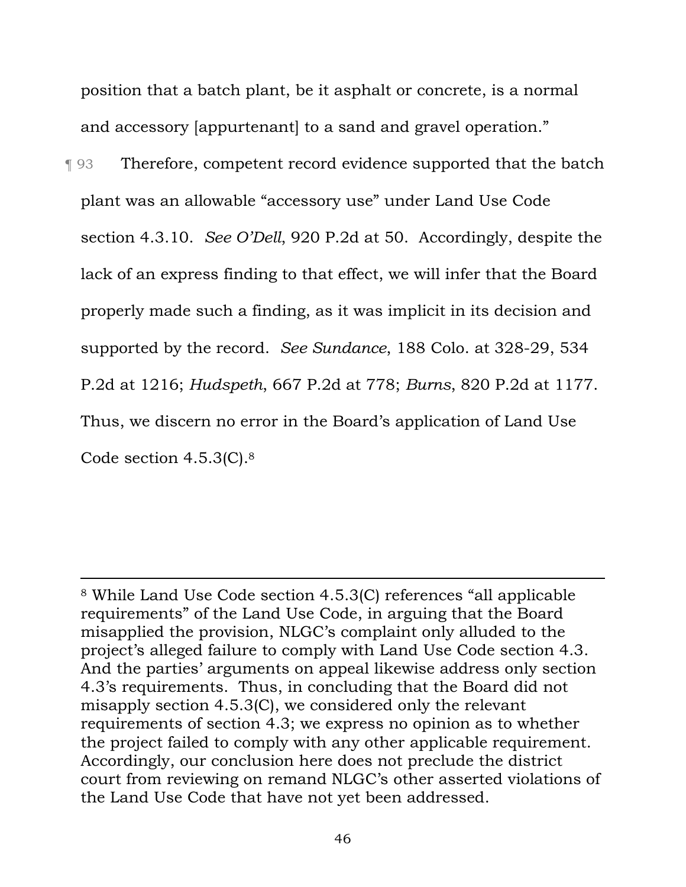position that a batch plant, be it asphalt or concrete, is a normal and accessory [appurtenant] to a sand and gravel operation."

¶ 93 Therefore, competent record evidence supported that the batch plant was an allowable "accessory use" under Land Use Code section 4.3.10. *See O'Dell*, 920 P.2d at 50. Accordingly, despite the lack of an express finding to that effect, we will infer that the Board properly made such a finding, as it was implicit in its decision and supported by the record. *See Sundance*, 188 Colo. at 328-29, 534 P.2d at 1216; *Hudspeth*, 667 P.2d at 778; *Burns*, 820 P.2d at 1177. Thus, we discern no error in the Board's application of Land Use Code section 4.5.3(C).[8]

---

[8] While Land Use Code section 4.5.3(C) references "all applicable requirements" of the Land Use Code, in arguing that the Board misapplied the provision, NLGC's complaint only alluded to the project's alleged failure to comply with Land Use Code section 4.3. And the parties' arguments on appeal likewise address only section 4.3's requirements. Thus, in concluding that the Board did not misapply section 4.5.3(C), we considered only the relevant requirements of section 4.3; we express no opinion as to whether the project failed to comply with any other applicable requirement. Accordingly, our conclusion here does not preclude the district court from reviewing on remand NLGC's other asserted violations of the Land Use Code that have not yet been addressed.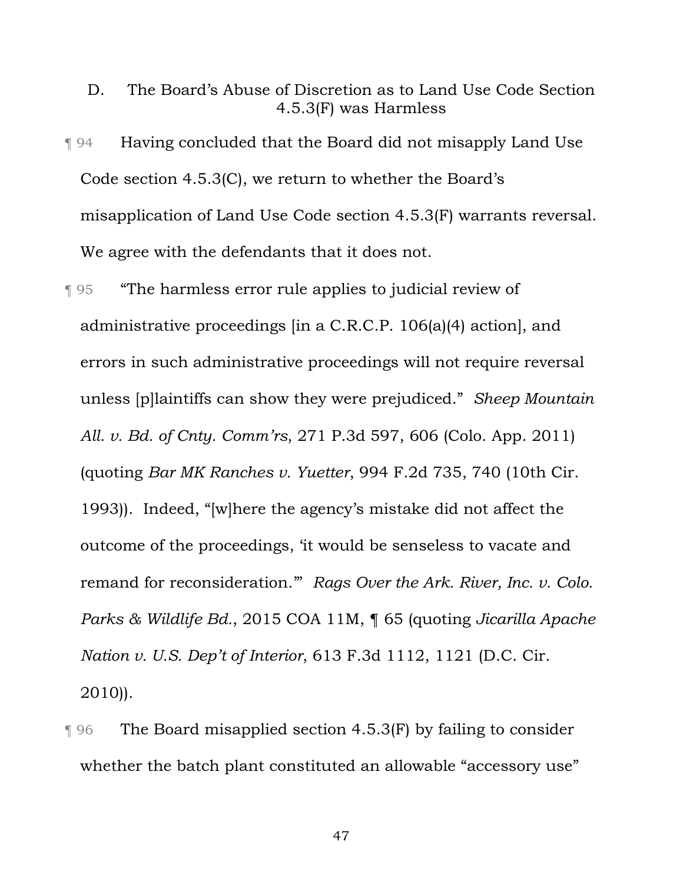### D. The Board's Abuse of Discretion as to Land Use Code Section 4.5.3(F) was Harmless

¶ 94 Having concluded that the Board did not misapply Land Use Code section 4.5.3(C), we return to whether the Board's misapplication of Land Use Code section 4.5.3(F) warrants reversal. We agree with the defendants that it does not.

¶ 95 "The harmless error rule applies to judicial review of administrative proceedings [in a C.R.C.P. 106(a)(4) action], and errors in such administrative proceedings will not require reversal unless [p]laintiffs can show they were prejudiced." *Sheep Mountain All. v. Bd. of Cnty. Comm'rs*, 271 P.3d 597, 606 (Colo. App. 2011) (quoting *Bar MK Ranches v. Yuetter*, 994 F.2d 735, 740 (10th Cir. 1993)). Indeed, "[w]here the agency's mistake did not affect the outcome of the proceedings, 'it would be senseless to vacate and remand for reconsideration.'" *Rags Over the Ark. River, Inc. v. Colo. Parks & Wildlife Bd.*, 2015 COA 11M, ¶ 65 (quoting *Jicarilla Apache Nation v. U.S. Dep't of Interior*, 613 F.3d 1112, 1121 (D.C. Cir. 2010)).

¶ 96 The Board misapplied section 4.5.3(F) by failing to consider whether the batch plant constituted an allowable "accessory use"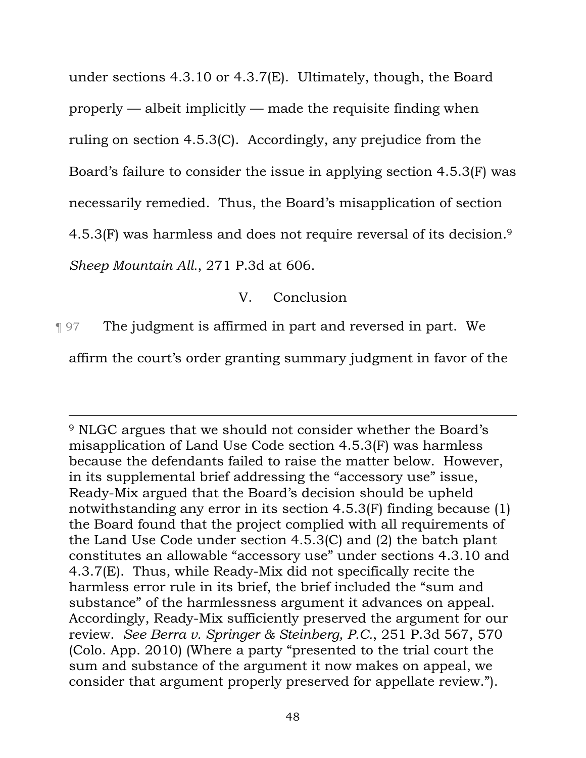under sections 4.3.10 or 4.3.7(E). Ultimately, though, the Board properly — albeit implicitly — made the requisite finding when ruling on section 4.5.3(C). Accordingly, any prejudice from the Board's failure to consider the issue in applying section 4.5.3(F) was necessarily remedied. Thus, the Board's misapplication of section 4.5.3(F) was harmless and does not require reversal of its decision.[9] *Sheep Mountain All.*, 271 P.3d at 606.

## V. Conclusion

¶ 97 The judgment is affirmed in part and reversed in part. We affirm the court's order granting summary judgment in favor of the

---

[9] NLGC argues that we should not consider whether the Board's misapplication of Land Use Code section 4.5.3(F) was harmless because the defendants failed to raise the matter below. However, in its supplemental brief addressing the "accessory use" issue, Ready-Mix argued that the Board's decision should be upheld notwithstanding any error in its section 4.5.3(F) finding because (1) the Board found that the project complied with all requirements of the Land Use Code under section 4.5.3(C) and (2) the batch plant constitutes an allowable "accessory use" under sections 4.3.10 and 4.3.7(E). Thus, while Ready-Mix did not specifically recite the harmless error rule in its brief, the brief included the "sum and substance" of the harmlessness argument it advances on appeal. Accordingly, Ready-Mix sufficiently preserved the argument for our review. *See Berra v. Springer & Steinberg, P.C.*, 251 P.3d 567, 570 (Colo. App. 2010) (Where a party "presented to the trial court the sum and substance of the argument it now makes on appeal, we consider that argument properly preserved for appellate review.").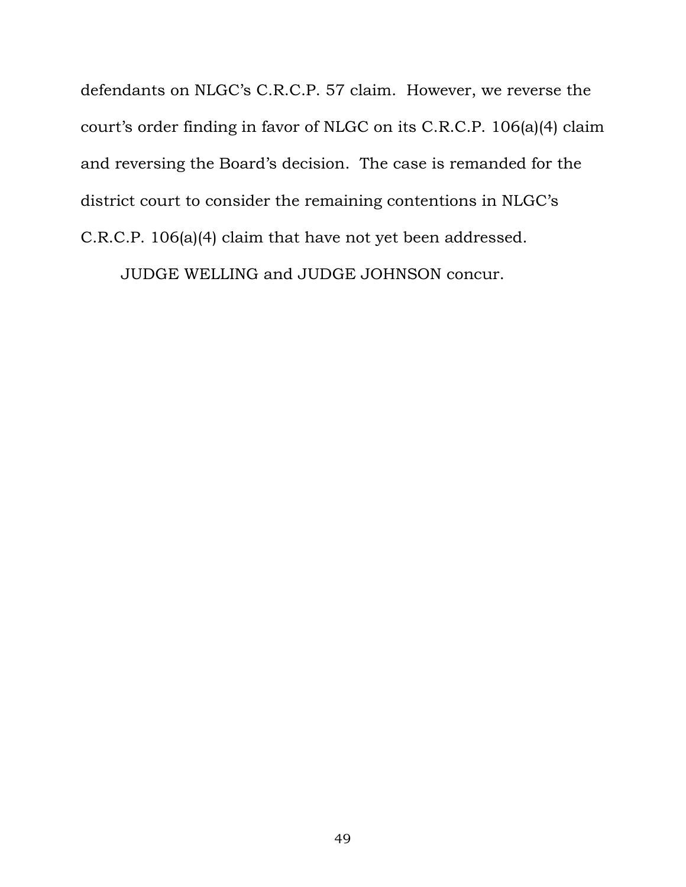defendants on NLGC's C.R.C.P. 57 claim. However, we reverse the court's order finding in favor of NLGC on its C.R.C.P. 106(a)(4) claim and reversing the Board's decision. The case is remanded for the district court to consider the remaining contentions in NLGC's C.R.C.P. 106(a)(4) claim that have not yet been addressed.

JUDGE WELLING and JUDGE JOHNSON concur.